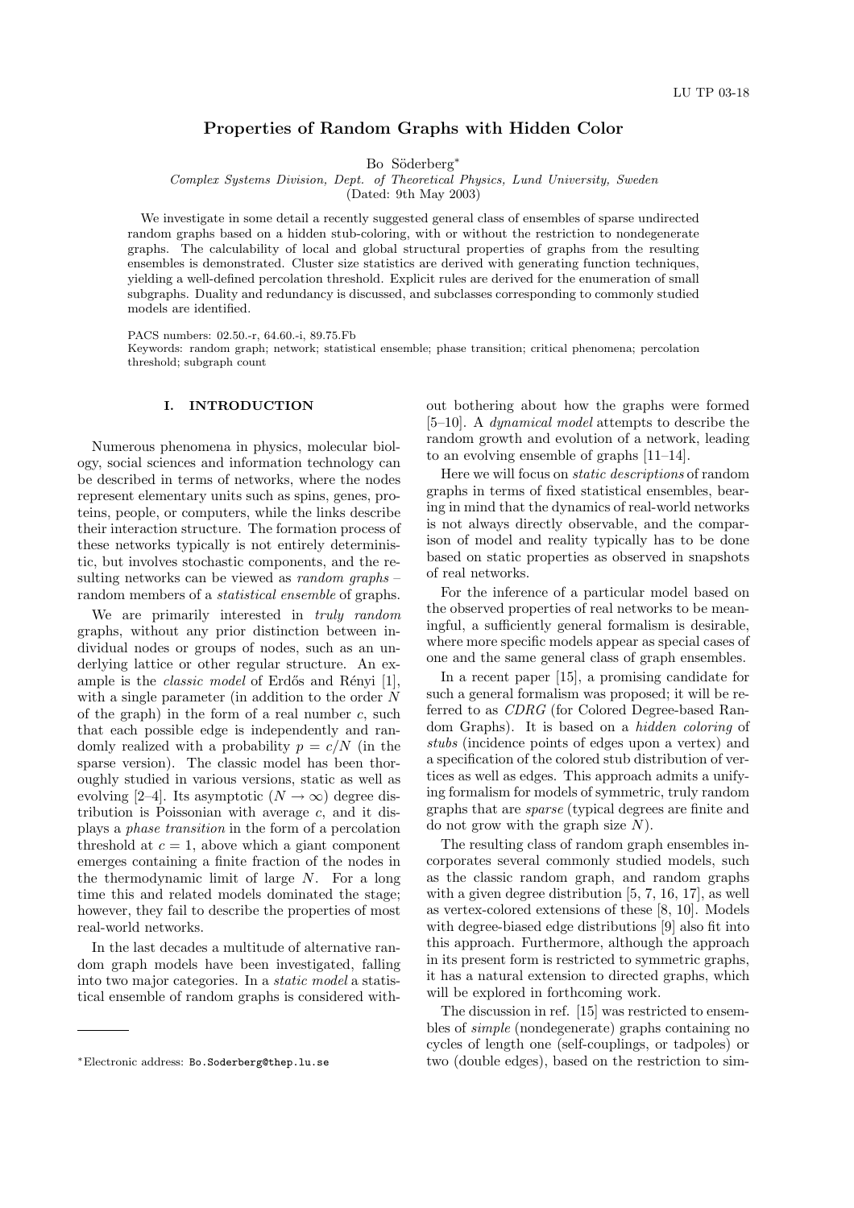LU TP 03-18

# Properties of Random Graphs with Hidden Color

Bo Söderberg*

*Complex Systems Division, Dept. of Theoretical Physics, Lund University, Sweden*
(Dated: 9th May 2003)

We investigate in some detail a recently suggested general class of ensembles of sparse undirected random graphs based on a hidden stub-coloring, with or without the restriction to nondegenerate graphs. The calculability of local and global structural properties of graphs from the resulting ensembles is demonstrated. Cluster size statistics are derived with generating function techniques, yielding a well-defined percolation threshold. Explicit rules are derived for the enumeration of small subgraphs. Duality and redundancy is discussed, and subclasses corresponding to commonly studied models are identified.

PACS numbers: 02.50.-r, 64.60.-i, 89.75.Fb
Keywords: random graph; network; statistical ensemble; phase transition; critical phenomena; percolation threshold; subgraph count

## I. INTRODUCTION

Numerous phenomena in physics, molecular biology, social sciences and information technology can be described in terms of networks, where the nodes represent elementary units such as spins, genes, proteins, people, or computers, while the links describe their interaction structure. The formation process of these networks typically is not entirely deterministic, but involves stochastic components, and the resulting networks can be viewed as *random graphs* – random members of a *statistical ensemble* of graphs.

We are primarily interested in *truly random* graphs, without any prior distinction between individual nodes or groups of nodes, such as an underlying lattice or other regular structure. An example is the *classic model* of Erdős and Rényi [1], with a single parameter (in addition to the order $N$ of the graph) in the form of a real number $c$, such that each possible edge is independently and randomly realized with a probability $p = c/N$ (in the sparse version). The classic model has been thoroughly studied in various versions, static as well as evolving [2–4]. Its asymptotic ($N \to \infty$) degree distribution is Poissonian with average $c$, and it displays a *phase transition* in the form of a percolation threshold at $c = 1$, above which a giant component emerges containing a finite fraction of the nodes in the thermodynamic limit of large $N$. For a long time this and related models dominated the stage; however, they fail to describe the properties of most real-world networks.

In the last decades a multitude of alternative random graph models have been investigated, falling into two major categories. In a *static model* a statistical ensemble of random graphs is considered without bothering about how the graphs were formed [5–10]. A *dynamical model* attempts to describe the random growth and evolution of a network, leading to an evolving ensemble of graphs [11–14].

Here we will focus on *static descriptions* of random graphs in terms of fixed statistical ensembles, bearing in mind that the dynamics of real-world networks is not always directly observable, and the comparison of model and reality typically has to be done based on static properties as observed in snapshots of real networks.

For the inference of a particular model based on the observed properties of real networks to be meaningful, a sufficiently general formalism is desirable, where more specific models appear as special cases of one and the same general class of graph ensembles.

In a recent paper [15], a promising candidate for such a general formalism was proposed; it will be referred to as *CDRG* (for Colored Degree-based Random Graphs). It is based on a *hidden coloring* of *stubs* (incidence points of edges upon a vertex) and a specification of the colored stub distribution of vertices as well as edges. This approach admits a unifying formalism for models of symmetric, truly random graphs that are *sparse* (typical degrees are finite and do not grow with the graph size $N$).

The resulting class of random graph ensembles incorporates several commonly studied models, such as the classic random graph, and random graphs with a given degree distribution [5, 7, 16, 17], as well as vertex-colored extensions of these [8, 10]. Models with degree-biased edge distributions [9] also fit into this approach. Furthermore, although the approach in its present form is restricted to symmetric graphs, it has a natural extension to directed graphs, which will be explored in forthcoming work.

The discussion in ref. [15] was restricted to ensembles of *simple* (nondegenerate) graphs containing no cycles of length one (self-couplings, or tadpoles) or two (double edges), based on the restriction to sim-

*Electronic address: Bo.Soderberg@thep.lu.se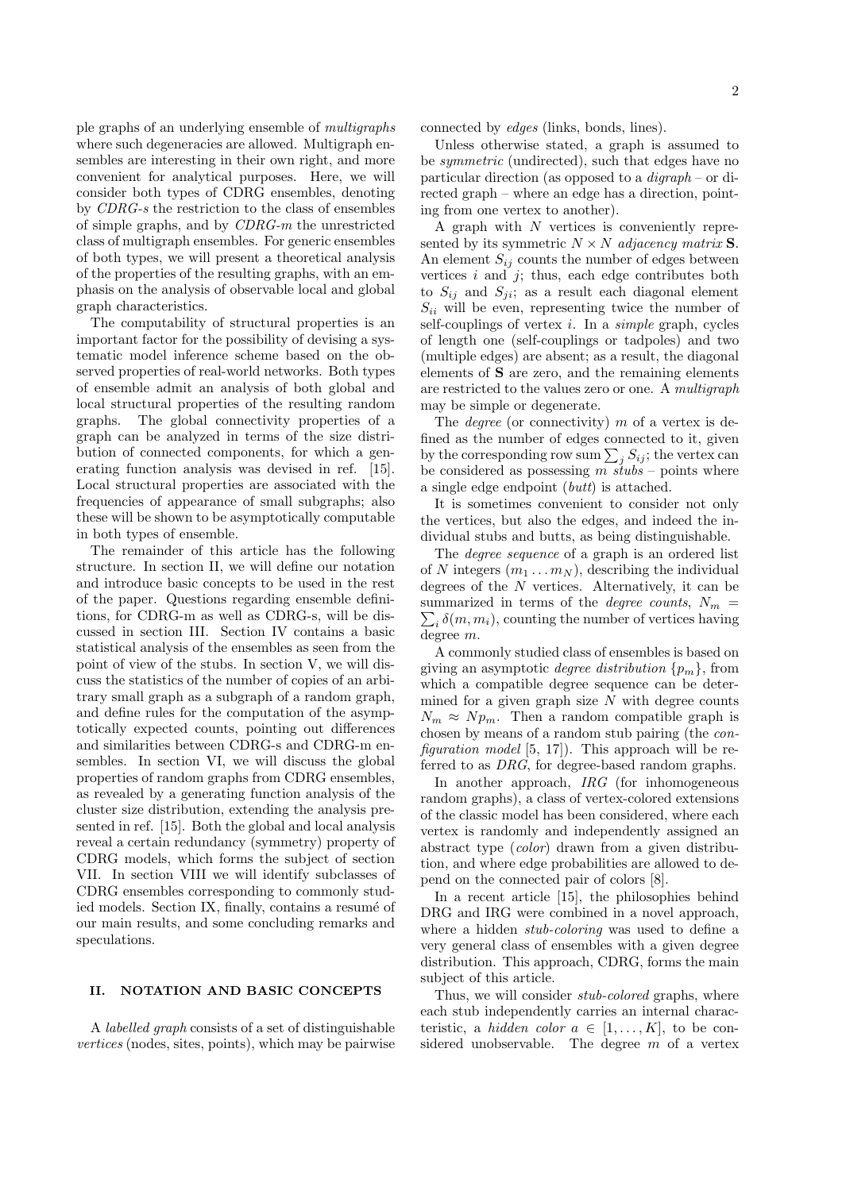ple graphs of an underlying ensemble of *multigraphs* where such degeneracies are allowed. Multigraph ensembles are interesting in their own right, and more convenient for analytical purposes. Here, we will consider both types of CDRG ensembles, denoting by *CDRG-s* the restriction to the class of ensembles of simple graphs, and by *CDRG-m* the unrestricted class of multigraph ensembles. For generic ensembles of both types, we will present a theoretical analysis of the properties of the resulting graphs, with an emphasis on the analysis of observable local and global graph characteristics.

The computability of structural properties is an important factor for the possibility of devising a systematic model inference scheme based on the observed properties of real-world networks. Both types of ensemble admit an analysis of both global and local structural properties of the resulting random graphs. The global connectivity properties of a graph can be analyzed in terms of the size distribution of connected components, for which a generating function analysis was devised in ref. [15]. Local structural properties are associated with the frequencies of appearance of small subgraphs; also these will be shown to be asymptotically computable in both types of ensemble.

The remainder of this article has the following structure. In section II, we will define our notation and introduce basic concepts to be used in the rest of the paper. Questions regarding ensemble definitions, for CDRG-m as well as CDRG-s, will be discussed in section III. Section IV contains a basic statistical analysis of the ensembles as seen from the point of view of the stubs. In section V, we will discuss the statistics of the number of copies of an arbitrary small graph as a subgraph of a random graph, and define rules for the computation of the asymptotically expected counts, pointing out differences and similarities between CDRG-s and CDRG-m ensembles. In section VI, we will discuss the global properties of random graphs from CDRG ensembles, as revealed by a generating function analysis of the cluster size distribution, extending the analysis presented in ref. [15]. Both the global and local analysis reveal a certain redundancy (symmetry) property of CDRG models, which forms the subject of section VII. In section VIII we will identify subclasses of CDRG ensembles corresponding to commonly studied models. Section IX, finally, contains a resumé of our main results, and some concluding remarks and speculations.

## II. NOTATION AND BASIC CONCEPTS

A *labelled graph* consists of a set of distinguishable *vertices* (nodes, sites, points), which may be pairwise connected by *edges* (links, bonds, lines).

Unless otherwise stated, a graph is assumed to be *symmetric* (undirected), such that edges have no particular direction (as opposed to a *digraph* – or directed graph – where an edge has a direction, pointing from one vertex to another).

A graph with $N$ vertices is conveniently represented by its symmetric $N \times N$ *adjacency matrix* $\mathbf{S}$. An element $S_{ij}$ counts the number of edges between vertices $i$ and $j$; thus, each edge contributes both to $S_{ij}$ and $S_{ji}$; as a result each diagonal element $S_{ii}$ will be even, representing twice the number of self-couplings of vertex $i$. In a *simple* graph, cycles of length one (self-couplings or tadpoles) and two (multiple edges) are absent; as a result, the diagonal elements of $\mathbf{S}$ are zero, and the remaining elements are restricted to the values zero or one. A *multigraph* may be simple or degenerate.

The *degree* (or connectivity) $m$ of a vertex is defined as the number of edges connected to it, given by the corresponding row sum $\sum_j S_{ij}$; the vertex can be considered as possessing $m$ *stubs* – points where a single edge endpoint (*butt*) is attached.

It is sometimes convenient to consider not only the vertices, but also the edges, and indeed the individual stubs and butts, as being distinguishable.

The *degree sequence* of a graph is an ordered list of $N$ integers $(m_1 \dots m_N)$, describing the individual degrees of the $N$ vertices. Alternatively, it can be summarized in terms of the *degree counts*, $N_m = \sum_i \delta(m, m_i)$, counting the number of vertices having degree $m$.

A commonly studied class of ensembles is based on giving an asymptotic *degree distribution* $\{p_m\}$, from which a compatible degree sequence can be determined for a given graph size $N$ with degree counts $N_m \approx N p_m$. Then a random compatible graph is chosen by means of a random stub pairing (the *configuration model* [5, 17]). This approach will be referred to as *DRG*, for degree-based random graphs.

In another approach, *IRG* (for inhomogeneous random graphs), a class of vertex-colored extensions of the classic model has been considered, where each vertex is randomly and independently assigned an abstract type (*color*) drawn from a given distribution, and where edge probabilities are allowed to depend on the connected pair of colors [8].

In a recent article [15], the philosophies behind DRG and IRG were combined in a novel approach, where a hidden *stub-coloring* was used to define a very general class of ensembles with a given degree distribution. This approach, CDRG, forms the main subject of this article.

Thus, we will consider *stub-colored* graphs, where each stub independently carries an internal characteristic, a *hidden color* $a \in [1, \dots, K]$, to be considered unobservable. The degree $m$ of a vertex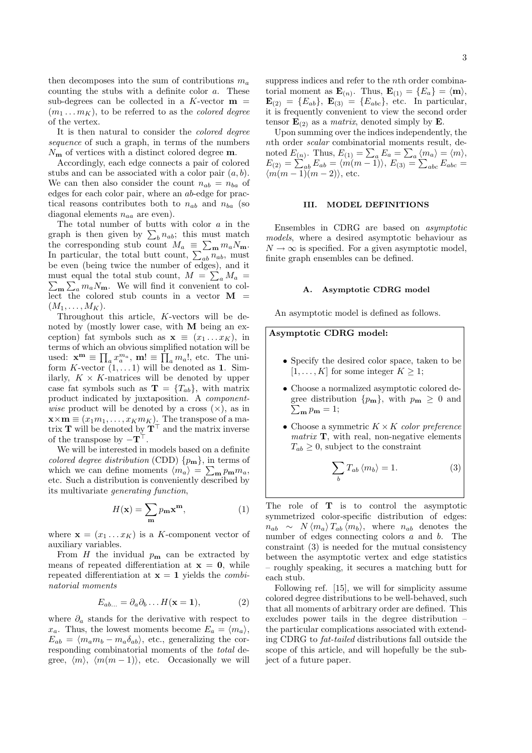then decomposes into the sum of contributions $m_a$ counting the stubs with a definite color $a$. These sub-degrees can be collected in a $K$-vector $\mathbf{m} = (m_1 \dots m_K)$, to be referred to as the *colored degree* of the vertex.

It is then natural to consider the *colored degree sequence* of such a graph, in terms of the numbers $N_{\mathbf{m}}$ of vertices with a distinct colored degree $\mathbf{m}$.

Accordingly, each edge connects a pair of colored stubs and can be associated with a color pair $(a, b)$. We can then also consider the count $n_{ab} = n_{ba}$ of edges for each color pair, where an $ab$-edge for practical reasons contributes both to $n_{ab}$ and $n_{ba}$ (so diagonal elements $n_{aa}$ are even).

The total number of butts with color $a$ in the graph is then given by $\sum_b n_{ab}$; this must match the corresponding stub count $M_a \equiv \sum_{\mathbf{m}} m_a N_{\mathbf{m}}$. In particular, the total butt count, $\sum_{ab} n_{ab}$, must be even (being twice the number of edges), and it must equal the total stub count, $M = \sum_a M_a = \sum_{\mathbf{m}} \sum_a m_a N_{\mathbf{m}}$. We will find it convenient to collect the colored stub counts in a vector $\mathbf{M} = (M_1, \dots, M_K)$.

Throughout this article, $K$-vectors will be denoted by (mostly lower case, with $\mathbf{M}$ being an exception) fat symbols such as $\mathbf{x} \equiv (x_1 \dots x_K)$, in terms of which an obvious simplified notation will be used: $\mathbf{x}^{\mathbf{m}} \equiv \prod_a x_a^{m_a}$, $\mathbf{m}! \equiv \prod_a m_a!$, etc. The uniform $K$-vector $(1, \dots 1)$ will be denoted as $\mathbf{1}$. Similarly, $K \times K$-matrices will be denoted by upper case fat symbols such as $\mathbf{T} = \{T_{ab}\}$, with matrix product indicated by juxtaposition. A *component-wise* product will be denoted by a cross ($\times$), as in $\mathbf{x} \times \mathbf{m} \equiv (x_1 m_1, \dots, x_K m_K)$. The transpose of a matrix $\mathbf{T}$ will be denoted by $\mathbf{T}^\top$ and the matrix inverse of the transpose by $-\mathbf{T}^\top$.

We will be interested in models based on a definite *colored degree distribution* (CDD) $\{p_{\mathbf{m}}\}$, in terms of which we can define moments $\langle m_a \rangle = \sum_{\mathbf{m}} p_{\mathbf{m}} m_a$, etc. Such a distribution is conveniently described by its multivariate *generating function*,

$$H(\mathbf{x}) = \sum_{\mathbf{m}} p_{\mathbf{m}} \mathbf{x}^{\mathbf{m}}, \tag{1}$$

where $\mathbf{x} = (x_1 \dots x_K)$ is a $K$-component vector of auxiliary variables.

From $H$ the invidual $p_{\mathbf{m}}$ can be extracted by means of repeated differentiation at $\mathbf{x} = \mathbf{0}$, while repeated differentiation at $\mathbf{x} = \mathbf{1}$ yields the *combinatorial moments*

$$E_{ab\dots} = \partial_a \partial_b \dots H(\mathbf{x} = \mathbf{1}), \tag{2}$$

where $\partial_a$ stands for the derivative with respect to $x_a$. Thus, the lowest moments become $E_a = \langle m_a \rangle$, $E_{ab} = \langle m_a m_b - m_a \delta_{ab} \rangle$, etc., generalizing the corresponding combinatorial moments of the *total* degree, $\langle m \rangle$, $\langle m(m-1) \rangle$, etc. Occasionally we will suppress indices and refer to the $n$th order combinatorial moment as $\mathbf{E}_{(n)}$. Thus, $\mathbf{E}_{(1)} = \{E_a\} = \langle \mathbf{m} \rangle$, $\mathbf{E}_{(2)} = \{E_{ab}\}$, $\mathbf{E}_{(3)} = \{E_{abc}\}$, etc. In particular, it is frequently convenient to view the second order tensor $\mathbf{E}_{(2)}$ as a *matrix*, denoted simply by $\mathbf{E}$.

Upon summing over the indices independently, the $n$th order *scalar* combinatorial moments result, denoted $E_{(n)}$. Thus, $E_{(1)} = \sum_a E_a = \sum_a \langle m_a \rangle = \langle m \rangle$, $E_{(2)} = \sum_{ab} E_{ab} = \langle m(m-1) \rangle$, $E_{(3)} = \sum_{abc} E_{abc} = \langle m(m-1)(m-2) \rangle$, etc.

## III. MODEL DEFINITIONS

Ensembles in CDRG are based on *asymptotic models*, where a desired asymptotic behaviour as $N \to \infty$ is specified. For a given asymptotic model, finite graph ensembles can be defined.

### A. Asymptotic CDRG model

An asymptotic model is defined as follows.

**Asymptotic CDRG model:**

- Specify the desired color space, taken to be $[1, \dots, K]$ for some integer $K \geq 1$;
- Choose a normalized asymptotic colored degree distribution $\{p_{\mathbf{m}}\}$, with $p_{\mathbf{m}} \geq 0$ and $\sum_{\mathbf{m}} p_{\mathbf{m}} = 1$;
- Choose a symmetric $K \times K$ *color preference matrix* $\mathbf{T}$, with real, non-negative elements $T_{ab} \geq 0$, subject to the constraint

$$\sum_b T_{ab} \langle m_b \rangle = 1. \tag{3}$$

The role of $\mathbf{T}$ is to control the asymptotic symmetrized color-specific distribution of edges: $n_{ab} \sim N \langle m_a \rangle T_{ab} \langle m_b \rangle$, where $n_{ab}$ denotes the number of edges connecting colors $a$ and $b$. The constraint (3) is needed for the mutual consistency between the asymptotic vertex and edge statistics – roughly speaking, it secures a matching butt for each stub.

Following ref. [15], we will for simplicity assume colored degree distributions to be well-behaved, such that all moments of arbitrary order are defined. This excludes power tails in the degree distribution – the particular complications associated with extending CDRG to *fat-tailed* distributions fall outside the scope of this article, and will hopefully be the subject of a future paper.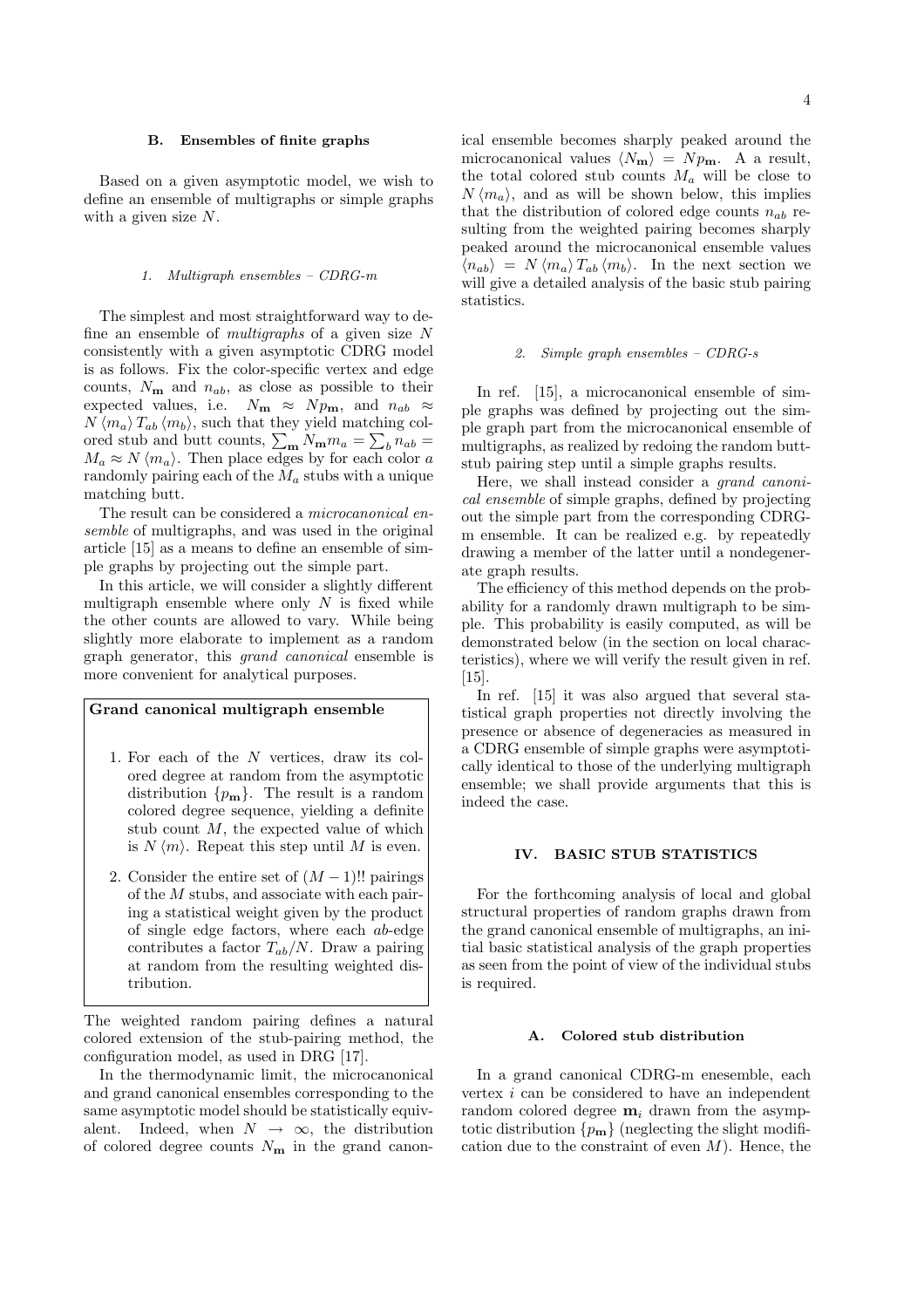### B. Ensembles of finite graphs

Based on a given asymptotic model, we wish to define an ensemble of multigraphs or simple graphs with a given size $N$.

#### 1. Multigraph ensembles – CDRG-m

The simplest and most straightforward way to define an ensemble of *multigraphs* of a given size $N$ consistently with a given asymptotic CDRG model is as follows. Fix the color-specific vertex and edge counts, $N_{\mathbf{m}}$ and $n_{ab}$, as close as possible to their expected values, i.e. $N_{\mathbf{m}} \approx N p_{\mathbf{m}}$, and $n_{ab} \approx N \langle m_a \rangle T_{ab} \langle m_b \rangle$, such that they yield matching colored stub and butt counts, $\sum_{\mathbf{m}} N_{\mathbf{m}} m_a = \sum_b n_{ab} = M_a \approx N \langle m_a \rangle$. Then place edges by for each color $a$ randomly pairing each of the $M_a$ stubs with a unique matching butt.

The result can be considered a *microcanonical ensemble* of multigraphs, and was used in the original article [15] as a means to define an ensemble of simple graphs by projecting out the simple part.

In this article, we will consider a slightly different multigraph ensemble where only $N$ is fixed while the other counts are allowed to vary. While being slightly more elaborate to implement as a random graph generator, this *grand canonical* ensemble is more convenient for analytical purposes.

**Grand canonical multigraph ensemble**

1. For each of the $N$ vertices, draw its colored degree at random from the asymptotic distribution $\{p_{\mathbf{m}}\}$. The result is a random colored degree sequence, yielding a definite stub count $M$, the expected value of which is $N \langle m \rangle$. Repeat this step until $M$ is even.
2. Consider the entire set of $(M-1)!!$ pairings of the $M$ stubs, and associate with each pairing a statistical weight given by the product of single edge factors, where each $ab$-edge contributes a factor $T_{ab}/N$. Draw a pairing at random from the resulting weighted distribution.

The weighted random pairing defines a natural colored extension of the stub-pairing method, the configuration model, as used in DRG [17].

In the thermodynamic limit, the microcanonical and grand canonical ensembles corresponding to the same asymptotic model should be statistically equivalent. Indeed, when $N \to \infty$, the distribution of colored degree counts $N_{\mathbf{m}}$ in the grand canonical ensemble becomes sharply peaked around the microcanonical values $\langle N_{\mathbf{m}} \rangle = N p_{\mathbf{m}}$. A a result, the total colored stub counts $M_a$ will be close to $N \langle m_a \rangle$, and as will be shown below, this implies that the distribution of colored edge counts $n_{ab}$ resulting from the weighted pairing becomes sharply peaked around the microcanonical ensemble values $\langle n_{ab} \rangle = N \langle m_a \rangle T_{ab} \langle m_b \rangle$. In the next section we will give a detailed analysis of the basic stub pairing statistics.

#### 2. Simple graph ensembles – CDRG-s

In ref. [15], a microcanonical ensemble of simple graphs was defined by projecting out the simple graph part from the microcanonical ensemble of multigraphs, as realized by redoing the random butt-stub pairing step until a simple graphs results.

Here, we shall instead consider a *grand canonical ensemble* of simple graphs, defined by projecting out the simple part from the corresponding CDRG-m ensemble. It can be realized e.g. by repeatedly drawing a member of the latter until a nondegenerate graph results.

The efficiency of this method depends on the probability for a randomly drawn multigraph to be simple. This probability is easily computed, as will be demonstrated below (in the section on local characteristics), where we will verify the result given in ref. [15].

In ref. [15] it was also argued that several statistical graph properties not directly involving the presence or absence of degeneracies as measured in a CDRG ensemble of simple graphs were asymptotically identical to those of the underlying multigraph ensemble; we shall provide arguments that this is indeed the case.

## IV. BASIC STUB STATISTICS

For the forthcoming analysis of local and global structural properties of random graphs drawn from the grand canonical ensemble of multigraphs, an initial basic statistical analysis of the graph properties as seen from the point of view of the individual stubs is required.

### A. Colored stub distribution

In a grand canonical CDRG-m enesemble, each vertex $i$ can be considered to have an independent random colored degree $\mathbf{m}_i$ drawn from the asymptotic distribution $\{p_{\mathbf{m}}\}$ (neglecting the slight modification due to the constraint of even $M$). Hence, the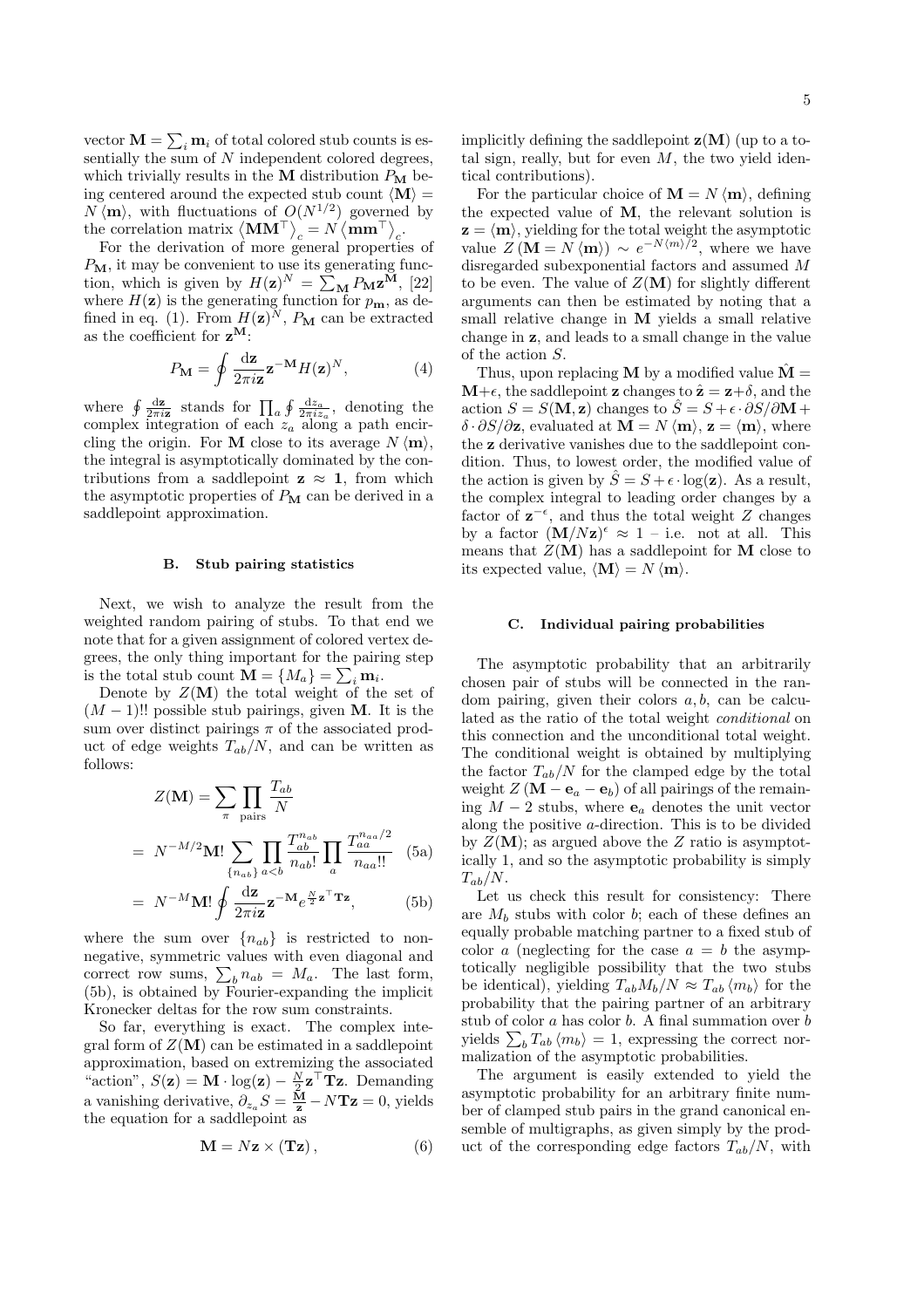vector $\mathbf{M} = \sum_i \mathbf{m}_i$ of total colored stub counts is essentially the sum of $N$ independent colored degrees, which trivially results in the $\mathbf{M}$ distribution $P_\mathbf{M}$ being centered around the expected stub count $\langle \mathbf{M} \rangle = N \langle \mathbf{m} \rangle$, with fluctuations of $O(N^{1/2})$ governed by the correlation matrix $\langle \mathbf{M}\mathbf{M}^\top \rangle_c = N \langle \mathbf{m}\mathbf{m}^\top \rangle_c$.

For the derivation of more general properties of $P_\mathbf{M}$, it may be convenient to use its generating function, which is given by $H(\mathbf{z})^N = \sum_\mathbf{M} P_\mathbf{M} \mathbf{z}^\mathbf{M}$, [22] where $H(\mathbf{z})$ is the generating function for $p_\mathbf{m}$, as defined in eq. (1). From $H(\mathbf{z})^N$, $P_\mathbf{M}$ can be extracted as the coefficient for $\mathbf{z}^\mathbf{M}$:

$$P_\mathbf{M} = \oint \frac{\mathrm{d}\mathbf{z}}{2\pi i \mathbf{z}} \mathbf{z}^{-\mathbf{M}} H(\mathbf{z})^N, \tag{4}$$

where $\oint \frac{\mathrm{d}\mathbf{z}}{2\pi i \mathbf{z}}$ stands for $\prod_a \oint \frac{\mathrm{d}z_a}{2\pi i z_a}$, denoting the complex integration of each $z_a$ along a path encircling the origin. For $\mathbf{M}$ close to its average $N\langle \mathbf{m} \rangle$, the integral is asymptotically dominated by the contributions from a saddlepoint $\mathbf{z} \approx \mathbf{1}$, from which the asymptotic properties of $P_\mathbf{M}$ can be derived in a saddlepoint approximation.

### B. Stub pairing statistics

Next, we wish to analyze the result from the weighted random pairing of stubs. To that end we note that for a given assignment of colored vertex degrees, the only thing important for the pairing step is the total stub count $\mathbf{M} = \{M_a\} = \sum_i \mathbf{m}_i$.

Denote by $Z(\mathbf{M})$ the total weight of the set of $(M-1)!!$ possible stub pairings, given $\mathbf{M}$. It is the sum over distinct pairings $\pi$ of the associated product of edge weights $T_{ab}/N$, and can be written as follows:

$$Z(\mathbf{M}) = \sum_\pi \prod_{\text{pairs}} \frac{T_{ab}}{N}$$

$$= N^{-M/2} \mathbf{M}! \sum_{\{n_{ab}\}} \prod_{a<b} \frac{T_{ab}^{n_{ab}}}{n_{ab}!} \prod_a \frac{T_{aa}^{n_{aa}/2}}{n_{aa}!!} \tag{5a}$$

$$= N^{-M} \mathbf{M}! \oint \frac{\mathrm{d}\mathbf{z}}{2\pi i \mathbf{z}} \mathbf{z}^{-\mathbf{M}} e^{\frac{N}{2}\mathbf{z}^\top \mathbf{T} \mathbf{z}}, \tag{5b}$$

where the sum over $\{n_{ab}\}$ is restricted to non-negative, symmetric values with even diagonal and correct row sums, $\sum_b n_{ab} = M_a$. The last form, (5b), is obtained by Fourier-expanding the implicit Kronecker deltas for the row sum constraints.

So far, everything is exact. The complex integral form of $Z(\mathbf{M})$ can be estimated in a saddlepoint approximation, based on extremizing the associated "action", $S(\mathbf{z}) = \mathbf{M} \cdot \log(\mathbf{z}) - \frac{N}{2}\mathbf{z}^\top \mathbf{T} \mathbf{z}$. Demanding a vanishing derivative, $\partial_{z_a} S = \frac{\mathbf{M}}{\mathbf{z}} - N\mathbf{T}\mathbf{z} = 0$, yields the equation for a saddlepoint as

$$\mathbf{M} = N\mathbf{z} \times (\mathbf{T}\mathbf{z}), \tag{6}$$

implicitly defining the saddlepoint $\mathbf{z}(\mathbf{M})$ (up to a total sign, really, but for even $M$, the two yield identical contributions).

For the particular choice of $\mathbf{M} = N\langle \mathbf{m} \rangle$, defining the expected value of $\mathbf{M}$, the relevant solution is $\mathbf{z} = \langle \mathbf{m} \rangle$, yielding for the total weight the asymptotic value $Z(\mathbf{M} = N\langle \mathbf{m} \rangle) \sim e^{-N\langle m \rangle/2}$, where we have disregarded subexponential factors and assumed $M$ to be even. The value of $Z(\mathbf{M})$ for slightly different arguments can then be estimated by noting that a small relative change in $\mathbf{M}$ yields a small relative change in $\mathbf{z}$, and leads to a small change in the value of the action $S$.

Thus, upon replacing $\mathbf{M}$ by a modified value $\hat{\mathbf{M}} = \mathbf{M} + \epsilon$, the saddlepoint $\mathbf{z}$ changes to $\hat{\mathbf{z}} = \mathbf{z} + \delta$, and the action $S = S(\mathbf{M}, \mathbf{z})$ changes to $\hat{S} = S + \epsilon \cdot \partial S/\partial \mathbf{M} + \delta \cdot \partial S/\partial \mathbf{z}$, evaluated at $\mathbf{M} = N\langle \mathbf{m} \rangle$, $\mathbf{z} = \langle \mathbf{m} \rangle$, where the $\mathbf{z}$ derivative vanishes due to the saddlepoint condition. Thus, to lowest order, the modified value of the action is given by $\hat{S} = S + \epsilon \cdot \log(\mathbf{z})$. As a result, the complex integral to leading order changes by a factor of $\mathbf{z}^{-\epsilon}$, and thus the total weight $Z$ changes by a factor $(\mathbf{M}/N\mathbf{z})^\epsilon \approx 1$ – i.e. not at all. This means that $Z(\mathbf{M})$ has a saddlepoint for $\mathbf{M}$ close to its expected value, $\langle \mathbf{M} \rangle = N\langle \mathbf{m} \rangle$.

### C. Individual pairing probabilities

The asymptotic probability that an arbitrarily chosen pair of stubs will be connected in the random pairing, given their colors $a, b$, can be calculated as the ratio of the total weight *conditional* on this connection and the unconditional total weight. The conditional weight is obtained by multiplying the factor $T_{ab}/N$ for the clamped edge by the total weight $Z(\mathbf{M} - \mathbf{e}_a - \mathbf{e}_b)$ of all pairings of the remaining $M-2$ stubs, where $\mathbf{e}_a$ denotes the unit vector along the positive $a$-direction. This is to be divided by $Z(\mathbf{M})$; as argued above the $Z$ ratio is asymptotically 1, and so the asymptotic probability is simply $T_{ab}/N$.

Let us check this result for consistency: There are $M_b$ stubs with color $b$; each of these defines an equally probable matching partner to a fixed stub of color $a$ (neglecting for the case $a = b$ the asymptotically negligible possibility that the two stubs be identical), yielding $T_{ab}M_b/N \approx T_{ab}\langle m_b \rangle$ for the probability that the pairing partner of an arbitrary stub of color $a$ has color $b$. A final summation over $b$ yields $\sum_b T_{ab}\langle m_b \rangle = 1$, expressing the correct normalization of the asymptotic probabilities.

The argument is easily extended to yield the asymptotic probability for an arbitrary finite number of clamped stub pairs in the grand canonical ensemble of multigraphs, as given simply by the product of the corresponding edge factors $T_{ab}/N$, with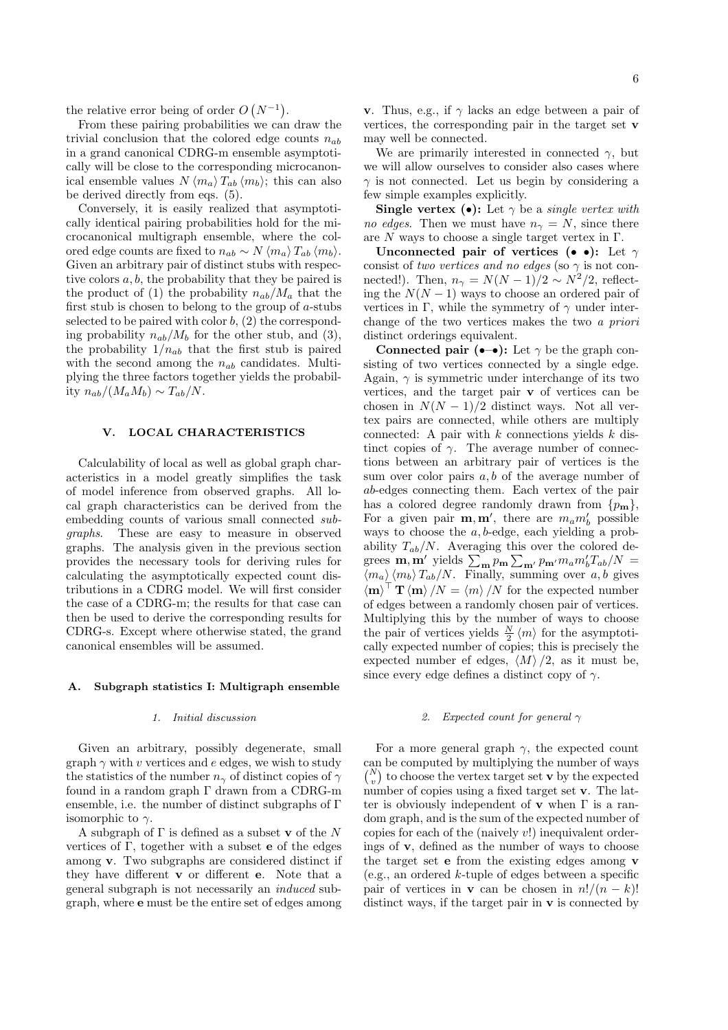the relative error being of order $O(N^{-1})$.

From these pairing probabilities we can draw the trivial conclusion that the colored edge counts $n_{ab}$ in a grand canonical CDRG-m ensemble asymptotically will be close to the corresponding microcanonical ensemble values $N\langle m_a\rangle T_{ab}\langle m_b\rangle$; this can also be derived directly from eqs. (5).

Conversely, it is easily realized that asymptotically identical pairing probabilities hold for the microcanonical multigraph ensemble, where the colored edge counts are fixed to $n_{ab} \sim N\langle m_a\rangle T_{ab}\langle m_b\rangle$. Given an arbitrary pair of distinct stubs with respective colors $a, b$, the probability that they be paired is the product of (1) the probability $n_{ab}/M_a$ that the first stub is chosen to belong to the group of $a$-stubs selected to be paired with color $b$, (2) the corresponding probability $n_{ab}/M_b$ for the other stub, and (3), the probability $1/n_{ab}$ that the first stub is paired with the second among the $n_{ab}$ candidates. Multiplying the three factors together yields the probability $n_{ab}/(M_a M_b) \sim T_{ab}/N$.

## V. LOCAL CHARACTERISTICS

Calculability of local as well as global graph characteristics in a model greatly simplifies the task of model inference from observed graphs. All local graph characteristics can be derived from the embedding counts of various small connected *subgraphs*. These are easy to measure in observed graphs. The analysis given in the previous section provides the necessary tools for deriving rules for calculating the asymptotically expected count distributions in a CDRG model. We will first consider the case of a CDRG-m; the results for that case can then be used to derive the corresponding results for CDRG-s. Except where otherwise stated, the grand canonical ensembles will be assumed.

### A. Subgraph statistics I: Multigraph ensemble

#### 1. Initial discussion

Given an arbitrary, possibly degenerate, small graph $\gamma$ with $v$ vertices and $e$ edges, we wish to study the statistics of the number $n_\gamma$ of distinct copies of $\gamma$ found in a random graph $\Gamma$ drawn from a CDRG-m ensemble, i.e. the number of distinct subgraphs of $\Gamma$ isomorphic to $\gamma$.

A subgraph of $\Gamma$ is defined as a subset $\mathbf{v}$ of the $N$ vertices of $\Gamma$, together with a subset $\mathbf{e}$ of the edges among $\mathbf{v}$. Two subgraphs are considered distinct if they have different $\mathbf{v}$ or different $\mathbf{e}$. Note that a general subgraph is not necessarily an *induced* subgraph, where $\mathbf{e}$ must be the entire set of edges among $\mathbf{v}$. Thus, e.g., if $\gamma$ lacks an edge between a pair of vertices, the corresponding pair in the target set $\mathbf{v}$ may well be connected.

We are primarily interested in connected $\gamma$, but we will allow ourselves to consider also cases where $\gamma$ is not connected. Let us begin by considering a few simple examples explicitly.

**Single vertex (•):** Let $\gamma$ be a *single vertex with no edges*. Then we must have $n_\gamma = N$, since there are $N$ ways to choose a single target vertex in $\Gamma$.

**Unconnected pair of vertices (• •):** Let $\gamma$ consist of *two vertices and no edges* (so $\gamma$ is not connected!). Then, $n_\gamma = N(N-1)/2 \sim N^2/2$, reflecting the $N(N-1)$ ways to choose an ordered pair of vertices in $\Gamma$, while the symmetry of $\gamma$ under interchange of the two vertices makes the two *a priori* distinct orderings equivalent.

**Connected pair (•–•):** Let $\gamma$ be the graph consisting of two vertices connected by a single edge. Again, $\gamma$ is symmetric under interchange of its two vertices, and the target pair $\mathbf{v}$ of vertices can be chosen in $N(N-1)/2$ distinct ways. Not all vertex pairs are connected, while others are multiply connected: A pair with $k$ connections yields $k$ distinct copies of $\gamma$. The average number of connections between an arbitrary pair of vertices is the sum over color pairs $a, b$ of the average number of $ab$-edges connecting them. Each vertex of the pair has a colored degree randomly drawn from $\{p_{\mathbf{m}}\}$, For a given pair $\mathbf{m}, \mathbf{m'}$, there are $m_a m'_b$ possible ways to choose the $a, b$-edge, each yielding a probability $T_{ab}/N$. Averaging this over the colored degrees $\mathbf{m}, \mathbf{m'}$ yields $\sum_{\mathbf{m}} p_{\mathbf{m}} \sum_{\mathbf{m'}} p_{\mathbf{m'}} m_a m'_b T_{ab}/N = \langle m_a\rangle\langle m_b\rangle T_{ab}/N$. Finally, summing over $a, b$ gives $\langle \mathbf{m}\rangle^\top \mathbf{T}\langle \mathbf{m}\rangle/N = \langle m\rangle/N$ for the expected number of edges between a randomly chosen pair of vertices. Multiplying this by the number of ways to choose the pair of vertices yields $\frac{N}{2}\langle m\rangle$ for the asymptotically expected number of copies; this is precisely the expected number ef edges, $\langle M\rangle/2$, as it must be, since every edge defines a distinct copy of $\gamma$.

#### 2. Expected count for general $\gamma$

For a more general graph $\gamma$, the expected count can be computed by multiplying the number of ways $\binom{N}{v}$ to choose the vertex target set $\mathbf{v}$ by the expected number of copies using a fixed target set $\mathbf{v}$. The latter is obviously independent of $\mathbf{v}$ when $\Gamma$ is a random graph, and is the sum of the expected number of copies for each of the (naively $v!$) inequivalent orderings of $\mathbf{v}$, defined as the number of ways to choose the target set $\mathbf{e}$ from the existing edges among $\mathbf{v}$ (e.g., an ordered $k$-tuple of edges between a specific pair of vertices in $\mathbf{v}$ can be chosen in $n!/(n-k)!$ distinct ways, if the target pair in $\mathbf{v}$ is connected by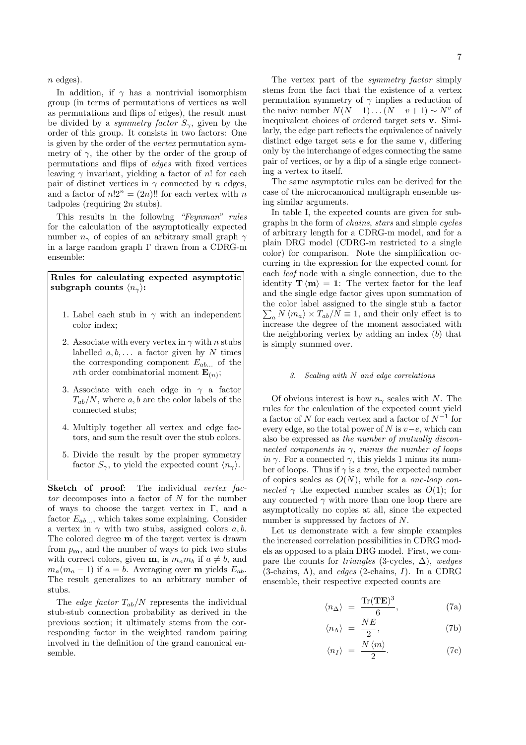$n$ edges).

In addition, if $\gamma$ has a nontrivial isomorphism group (in terms of permutations of vertices as well as permutations and flips of edges), the result must be divided by a *symmetry factor* $S_\gamma$, given by the order of this group. It consists in two factors: One is given by the order of the *vertex* permutation symmetry of $\gamma$, the other by the order of the group of permutations and flips of *edges* with fixed vertices leaving $\gamma$ invariant, yielding a factor of $n!$ for each pair of distinct vertices in $\gamma$ connected by $n$ edges, and a factor of $n!2^n = (2n)!!$ for each vertex with $n$ tadpoles (requiring $2n$ stubs).

This results in the following *"Feynman" rules* for the calculation of the asymptotically expected number $n_\gamma$ of copies of an arbitrary small graph $\gamma$ in a large random graph $\Gamma$ drawn from a CDRG-m ensemble:

**Rules for calculating expected asymptotic subgraph counts $\langle n_\gamma \rangle$:**

1. Label each stub in $\gamma$ with an independent color index;
2. Associate with every vertex in $\gamma$ with $n$ stubs labelled $a, b, \ldots$ a factor given by $N$ times the corresponding component $E_{ab\ldots}$ of the $n$th order combinatorial moment $\mathbf{E}_{(n)}$;
3. Associate with each edge in $\gamma$ a factor $T_{ab}/N$, where $a, b$ are the color labels of the connected stubs;
4. Multiply together all vertex and edge factors, and sum the result over the stub colors.
5. Divide the result by the proper symmetry factor $S_\gamma$, to yield the expected count $\langle n_\gamma \rangle$.

**Sketch of proof**: The individual *vertex factor* decomposes into a factor of $N$ for the number of ways to choose the target vertex in $\Gamma$, and a factor $E_{ab\ldots}$, which takes some explaining. Consider a vertex in $\gamma$ with two stubs, assigned colors $a, b$. The colored degree $\mathbf{m}$ of the target vertex is drawn from $p_\mathbf{m}$, and the number of ways to pick two stubs with correct colors, given $\mathbf{m}$, is $m_a m_b$ if $a \neq b$, and $m_a(m_a - 1)$ if $a = b$. Averaging over $\mathbf{m}$ yields $E_{ab}$. The result generalizes to an arbitrary number of stubs.

The *edge factor* $T_{ab}/N$ represents the individual stub-stub connection probability as derived in the previous section; it ultimately stems from the corresponding factor in the weighted random pairing involved in the definition of the grand canonical ensemble.

The vertex part of the *symmetry factor* simply stems from the fact that the existence of a vertex permutation symmetry of $\gamma$ implies a reduction of the naive number $N(N-1)\ldots(N-v+1) \sim N^v$ of inequivalent choices of ordered target sets $\mathbf{v}$. Similarly, the edge part reflects the equivalence of naively distinct edge target sets $\mathbf{e}$ for the same $\mathbf{v}$, differing only by the interchange of edges connecting the same pair of vertices, or by a flip of a single edge connecting a vertex to itself.

The same asymptotic rules can be derived for the case of the microcanonical multigraph ensemble using similar arguments.

In table I, the expected counts are given for subgraphs in the form of *chains*, *stars* and simple *cycles* of arbitrary length for a CDRG-m model, and for a plain DRG model (CDRG-m restricted to a single color) for comparison. Note the simplification occurring in the expression for the expected count for each *leaf* node with a single connection, due to the identity $\mathbf{T}\langle\mathbf{m}\rangle = \mathbf{1}$: The vertex factor for the leaf and the single edge factor gives upon summation of the color label assigned to the single stub a factor $\sum_a N\langle m_a\rangle \times T_{ab}/N \equiv 1$, and their only effect is to increase the degree of the moment associated with the neighboring vertex by adding an index ($b$) that is simply summed over.

#### 3. Scaling with $N$ and edge correlations

Of obvious interest is how $n_\gamma$ scales with $N$. The rules for the calculation of the expected count yield a factor of $N$ for each vertex and a factor of $N^{-1}$ for every edge, so the total power of $N$ is $v-e$, which can also be expressed as *the number of mutually disconnected components in $\gamma$, minus the number of loops in $\gamma$*. For a connected $\gamma$, this yields 1 minus its number of loops. Thus if $\gamma$ is a *tree*, the expected number of copies scales as $O(N)$, while for a *one-loop connected* $\gamma$ the expected number scales as $O(1)$; for any connected $\gamma$ with more than one loop there are asymptotically no copies at all, since the expected number is suppressed by factors of $N$.

Let us demonstrate with a few simple examples the increased correlation possibilities in CDRG models as opposed to a plain DRG model. First, we compare the counts for *triangles* (3-cycles, $\Delta$), *wedges* (3-chains, $\Lambda$), and *edges* (2-chains, $I$). In a CDRG ensemble, their respective expected counts are

$$\langle n_\Delta \rangle = \frac{\mathrm{Tr}(\mathbf{TE})^3}{6}, \tag{7a}$$

$$\langle n_\Lambda \rangle = \frac{NE}{2}, \tag{7b}$$

$$\langle n_I \rangle = \frac{N\langle m\rangle}{2}. \tag{7c}$$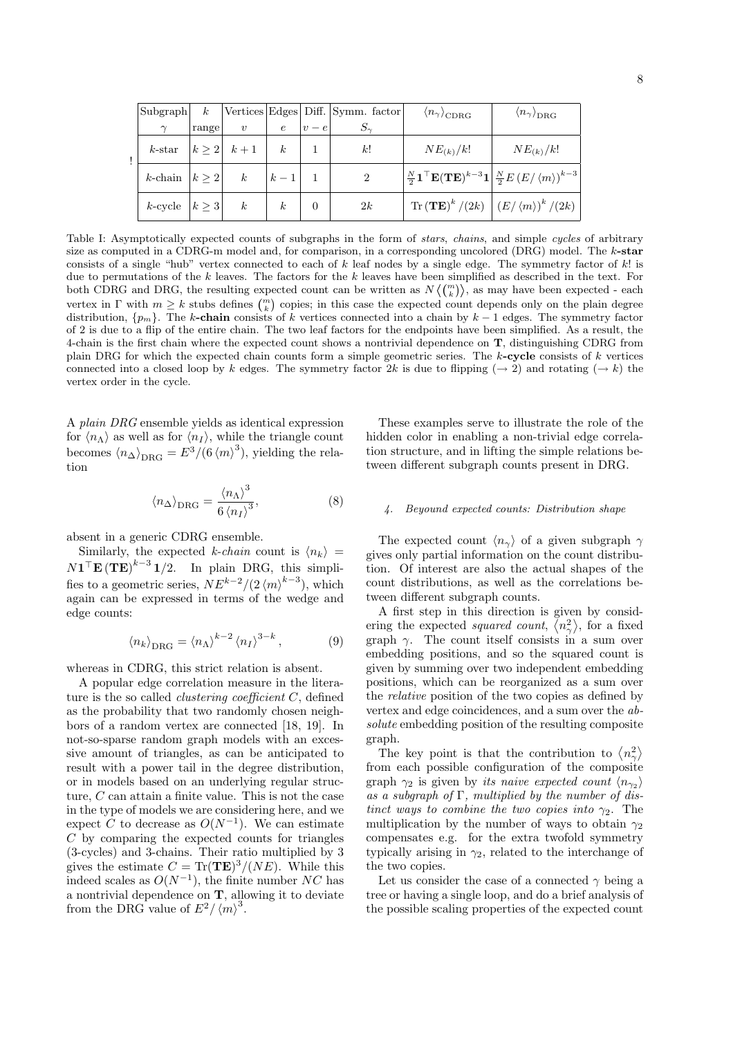| Subgraph $\gamma$ | $k$ range | Vertices $v$ | Edges $e$ | Diff. $v-e$ | Symm. factor $S_\gamma$ | $\langle n_\gamma \rangle_{\text{CDRG}}$ | $\langle n_\gamma \rangle_{\text{DRG}}$ |
|---|---|---|---|---|---|---|---|
| $k$-star | $k \geq 2$ | $k+1$ | $k$ | 1 | $k!$ | $NE_{(k)}/k!$ | $NE_{(k)}/k!$ |
| $k$-chain | $k \geq 2$ | $k$ | $k-1$ | 1 | 2 | $\frac{N}{2}\mathbf{1}^\top \mathbf{E}(\mathbf{TE})^{k-3}\mathbf{1}$ | $\frac{N}{2}E\,(E/\langle m \rangle)^{k-3}$ |
| $k$-cycle | $k \geq 3$ | $k$ | $k$ | 0 | $2k$ | $\text{Tr}\,(\mathbf{TE})^k/(2k)$ | $(E/\langle m \rangle)^k/(2k)$ |

Table I: Asymptotically expected counts of subgraphs in the form of *stars*, *chains*, and simple *cycles* of arbitrary size as computed in a CDRG-m model and, for comparison, in a corresponding uncolored (DRG) model. The **$k$-star** consists of a single "hub" vertex connected to each of $k$ leaf nodes by a single edge. The symmetry factor of $k!$ is due to permutations of the $k$ leaves. The factors for the $k$ leaves have been simplified as described in the text. For both CDRG and DRG, the resulting expected count can be written as $N\left\langle \binom{m}{k} \right\rangle$, as may have been expected - each vertex in $\Gamma$ with $m \geq k$ stubs defines $\binom{m}{k}$ copies; in this case the expected count depends only on the plain degree distribution, $\{p_m\}$. The **$k$-chain** consists of $k$ vertices connected into a chain by $k-1$ edges. The symmetry factor of 2 is due to a flip of the entire chain. The two leaf factors for the endpoints have been simplified. As a result, the 4-chain is the first chain where the expected count shows a nontrivial dependence on $\mathbf{T}$, distinguishing CDRG from plain DRG for which the expected chain counts form a simple geometric series. The **$k$-cycle** consists of $k$ vertices connected into a closed loop by $k$ edges. The symmetry factor $2k$ is due to flipping ($\rightarrow 2$) and rotating ($\rightarrow k$) the vertex order in the cycle.

A *plain DRG* ensemble yields as identical expression for $\langle n_\Lambda \rangle$ as well as for $\langle n_I \rangle$, while the triangle count becomes $\langle n_\Delta \rangle_{\text{DRG}} = E^3/(6\langle m \rangle^3)$, yielding the relation

$$\langle n_\Delta \rangle_{\text{DRG}} = \frac{\langle n_\Lambda \rangle^3}{6\,\langle n_I \rangle^3}, \tag{8}$$

absent in a generic CDRG ensemble.

Similarly, the expected *$k$-chain* count is $\langle n_k \rangle = N\mathbf{1}^\top \mathbf{E}\,(\mathbf{TE})^{k-3}\,\mathbf{1}/2$. In plain DRG, this simplifies to a geometric series, $NE^{k-2}/(2\,\langle m \rangle^{k-3})$, which again can be expressed in terms of the wedge and edge counts:

$$\langle n_k \rangle_{\text{DRG}} = \langle n_\Lambda \rangle^{k-2} \langle n_I \rangle^{3-k}, \tag{9}$$

whereas in CDRG, this strict relation is absent.

A popular edge correlation measure in the literature is the so called *clustering coefficient* $C$, defined as the probability that two randomly chosen neighbors of a random vertex are connected [18, 19]. In not-so-sparse random graph models with an excessive amount of triangles, as can be anticipated to result with a power tail in the degree distribution, or in models based on an underlying regular structure, $C$ can attain a finite value. This is not the case in the type of models we are considering here, and we expect $C$ to decrease as $O(N^{-1})$. We can estimate $C$ by comparing the expected counts for triangles (3-cycles) and 3-chains. Their ratio multiplied by 3 gives the estimate $C = \text{Tr}(\mathbf{TE})^3/(NE)$. While this indeed scales as $O(N^{-1})$, the finite number $NC$ has a nontrivial dependence on $\mathbf{T}$, allowing it to deviate from the DRG value of $E^2/\langle m \rangle^3$.

These examples serve to illustrate the role of the hidden color in enabling a non-trivial edge correlation structure, and in lifting the simple relations between different subgraph counts present in DRG.

#### 4. Beyound expected counts: Distribution shape

The expected count $\langle n_\gamma \rangle$ of a given subgraph $\gamma$ gives only partial information on the count distribution. Of interest are also the actual shapes of the count distributions, as well as the correlations between different subgraph counts.

A first step in this direction is given by considering the expected *squared count*, $\langle n_\gamma^2 \rangle$, for a fixed graph $\gamma$. The count itself consists in a sum over embedding positions, and so the squared count is given by summing over two independent embedding positions, which can be reorganized as a sum over the *relative* position of the two copies as defined by vertex and edge coincidences, and a sum over the *absolute* embedding position of the resulting composite graph.

The key point is that the contribution to $\langle n_\gamma^2 \rangle$ from each possible configuration of the composite graph $\gamma_2$ is given by *its naive expected count* $\langle n_{\gamma_2} \rangle$ *as a subgraph of* $\Gamma$*, multiplied by the number of distinct ways to combine the two copies into* $\gamma_2$. The multiplication by the number of ways to obtain $\gamma_2$ compensates e.g. for the extra twofold symmetry typically arising in $\gamma_2$, related to the interchange of the two copies.

Let us consider the case of a connected $\gamma$ being a tree or having a single loop, and do a brief analysis of the possible scaling properties of the expected count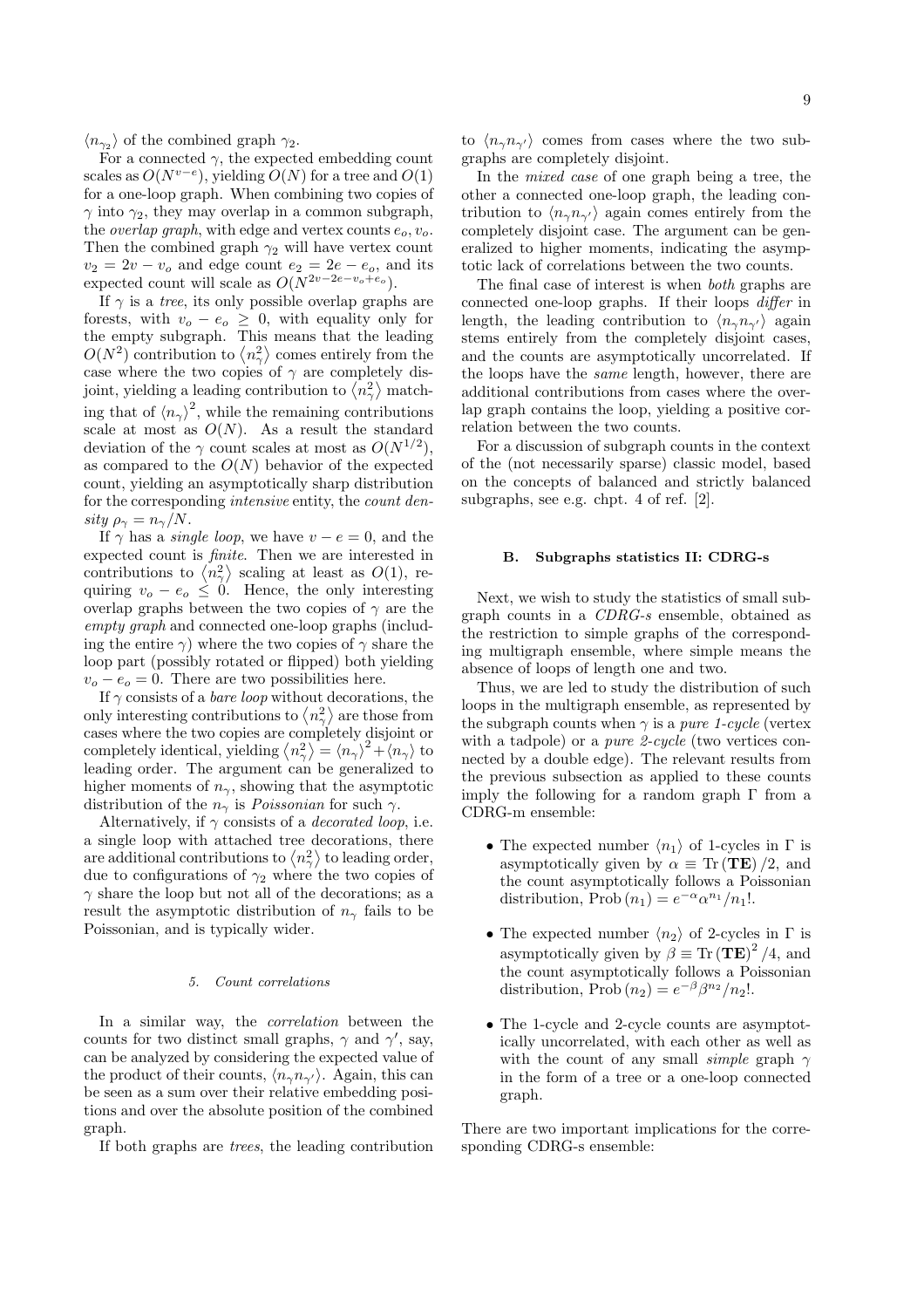$\langle n_{\gamma_2} \rangle$ of the combined graph $\gamma_2$.

For a connected $\gamma$, the expected embedding count scales as $O(N^{v-e})$, yielding $O(N)$ for a tree and $O(1)$ for a one-loop graph. When combining two copies of $\gamma$ into $\gamma_2$, they may overlap in a common subgraph, the *overlap graph*, with edge and vertex counts $e_o, v_o$. Then the combined graph $\gamma_2$ will have vertex count $v_2 = 2v - v_o$ and edge count $e_2 = 2e - e_o$, and its expected count will scale as $O(N^{2v-2e-v_o+e_o})$.

If $\gamma$ is a *tree*, its only possible overlap graphs are forests, with $v_o - e_o \geq 0$, with equality only for the empty subgraph. This means that the leading $O(N^2)$ contribution to $\langle n_\gamma^2 \rangle$ comes entirely from the case where the two copies of $\gamma$ are completely disjoint, yielding a leading contribution to $\langle n_\gamma^2 \rangle$ matching that of $\langle n_\gamma \rangle^2$, while the remaining contributions scale at most as $O(N)$. As a result the standard deviation of the $\gamma$ count scales at most as $O(N^{1/2})$, as compared to the $O(N)$ behavior of the expected count, yielding an asymptotically sharp distribution for the corresponding *intensive* entity, the *count density* $\rho_\gamma = n_\gamma / N$.

If $\gamma$ has a *single loop*, we have $v - e = 0$, and the expected count is *finite*. Then we are interested in contributions to $\langle n_\gamma^2 \rangle$ scaling at least as $O(1)$, requiring $v_o - e_o \leq 0$. Hence, the only interesting overlap graphs between the two copies of $\gamma$ are the *empty graph* and connected one-loop graphs (including the entire $\gamma$) where the two copies of $\gamma$ share the loop part (possibly rotated or flipped) both yielding $v_o - e_o = 0$. There are two possibilities here.

If $\gamma$ consists of a *bare loop* without decorations, the only interesting contributions to $\langle n_\gamma^2 \rangle$ are those from cases where the two copies are completely disjoint or completely identical, yielding $\langle n_\gamma^2 \rangle = \langle n_\gamma \rangle^2 + \langle n_\gamma \rangle$ to leading order. The argument can be generalized to higher moments of $n_\gamma$, showing that the asymptotic distribution of the $n_\gamma$ is *Poissonian* for such $\gamma$.

Alternatively, if $\gamma$ consists of a *decorated loop*, i.e. a single loop with attached tree decorations, there are additional contributions to $\langle n_\gamma^2 \rangle$ to leading order, due to configurations of $\gamma_2$ where the two copies of $\gamma$ share the loop but not all of the decorations; as a result the asymptotic distribution of $n_\gamma$ fails to be Poissonian, and is typically wider.

#### 5. Count correlations

In a similar way, the *correlation* between the counts for two distinct small graphs, $\gamma$ and $\gamma'$, say, can be analyzed by considering the expected value of the product of their counts, $\langle n_\gamma n_{\gamma'} \rangle$. Again, this can be seen as a sum over their relative embedding positions and over the absolute position of the combined graph.

If both graphs are *trees*, the leading contribution to $\langle n_\gamma n_{\gamma'} \rangle$ comes from cases where the two subgraphs are completely disjoint.

In the *mixed case* of one graph being a tree, the other a connected one-loop graph, the leading contribution to $\langle n_\gamma n_{\gamma'} \rangle$ again comes entirely from the completely disjoint case. The argument can be generalized to higher moments, indicating the asymptotic lack of correlations between the two counts.

The final case of interest is when *both* graphs are connected one-loop graphs. If their loops *differ* in length, the leading contribution to $\langle n_\gamma n_{\gamma'} \rangle$ again stems entirely from the completely disjoint cases, and the counts are asymptotically uncorrelated. If the loops have the *same* length, however, there are additional contributions from cases where the overlap graph contains the loop, yielding a positive correlation between the two counts.

For a discussion of subgraph counts in the context of the (not necessarily sparse) classic model, based on the concepts of balanced and strictly balanced subgraphs, see e.g. chpt. 4 of ref. [2].

### B. Subgraphs statistics II: CDRG-s

Next, we wish to study the statistics of small subgraph counts in a *CDRG-s* ensemble, obtained as the restriction to simple graphs of the corresponding multigraph ensemble, where simple means the absence of loops of length one and two.

Thus, we are led to study the distribution of such loops in the multigraph ensemble, as represented by the subgraph counts when $\gamma$ is a *pure 1-cycle* (vertex with a tadpole) or a *pure 2-cycle* (two vertices connected by a double edge). The relevant results from the previous subsection as applied to these counts imply the following for a random graph $\Gamma$ from a CDRG-m ensemble:

- The expected number $\langle n_1 \rangle$ of 1-cycles in $\Gamma$ is asymptotically given by $\alpha \equiv \mathrm{Tr}\,(\mathbf{TE})/2$, and the count asymptotically follows a Poissonian distribution, $\mathrm{Prob}\,(n_1) = e^{-\alpha} \alpha^{n_1} / n_1!$.
- The expected number $\langle n_2 \rangle$ of 2-cycles in $\Gamma$ is asymptotically given by $\beta \equiv \mathrm{Tr}\,(\mathbf{TE})^2/4$, and the count asymptotically follows a Poissonian distribution, $\mathrm{Prob}\,(n_2) = e^{-\beta} \beta^{n_2} / n_2!$.
- The 1-cycle and 2-cycle counts are asymptotically uncorrelated, with each other as well as with the count of any small *simple* graph $\gamma$ in the form of a tree or a one-loop connected graph.

There are two important implications for the corresponding CDRG-s ensemble: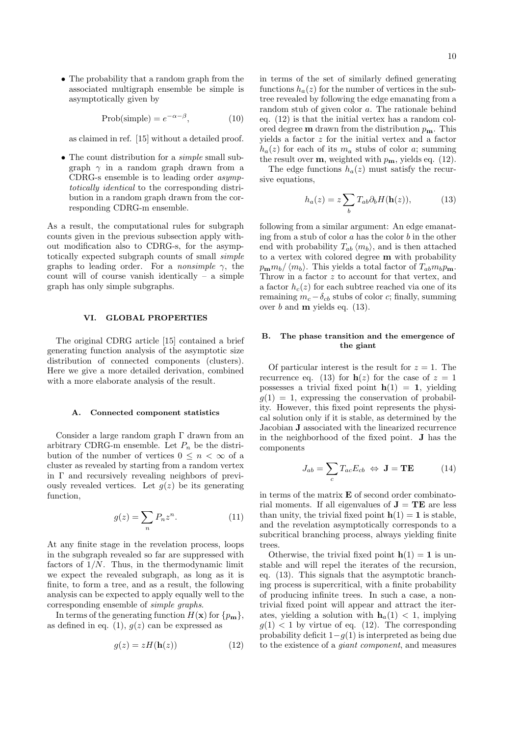- The probability that a random graph from the associated multigraph ensemble be simple is asymptotically given by

$$\text{Prob(simple)} = e^{-\alpha-\beta}, \tag{10}$$

as claimed in ref. [15] without a detailed proof.

- The count distribution for a *simple* small subgraph $\gamma$ in a random graph drawn from a CDRG-s ensemble is to leading order *asymptotically identical* to the corresponding distribution in a random graph drawn from the corresponding CDRG-m ensemble.

As a result, the computational rules for subgraph counts given in the previous subsection apply without modification also to CDRG-s, for the asymptotically expected subgraph counts of small *simple* graphs to leading order. For a *nonsimple* $\gamma$, the count will of course vanish identically – a simple graph has only simple subgraphs.

## VI. GLOBAL PROPERTIES

The original CDRG article [15] contained a brief generating function analysis of the asymptotic size distribution of connected components (clusters). Here we give a more detailed derivation, combined with a more elaborate analysis of the result.

### A. Connected component statistics

Consider a large random graph $\Gamma$ drawn from an arbitrary CDRG-m ensemble. Let $P_n$ be the distribution of the number of vertices $0 \leq n < \infty$ of a cluster as revealed by starting from a random vertex in $\Gamma$ and recursively revealing neighbors of previously revealed vertices. Let $g(z)$ be its generating function,

$$g(z) = \sum_n P_n z^n. \tag{11}$$

At any finite stage in the revelation process, loops in the subgraph revealed so far are suppressed with factors of $1/N$. Thus, in the thermodynamic limit we expect the revealed subgraph, as long as it is finite, to form a tree, and as a result, the following analysis can be expected to apply equally well to the corresponding ensemble of *simple graphs*.

In terms of the generating function $H(\mathbf{x})$ for $\{p_{\mathbf{m}}\}$, as defined in eq. (1), $g(z)$ can be expressed as

$$g(z) = zH(\mathbf{h}(z)) \tag{12}$$

in terms of the set of similarly defined generating functions $h_a(z)$ for the number of vertices in the subtree revealed by following the edge emanating from a random stub of given color $a$. The rationale behind eq. (12) is that the initial vertex has a random colored degree $\mathbf{m}$ drawn from the distribution $p_{\mathbf{m}}$. This yields a factor $z$ for the initial vertex and a factor $h_a(z)$ for each of its $m_a$ stubs of color $a$; summing the result over $\mathbf{m}$, weighted with $p_{\mathbf{m}}$, yields eq. (12).

The edge functions $h_a(z)$ must satisfy the recursive equations,

$$h_a(z) = z \sum_b T_{ab} \partial_b H(\mathbf{h}(z)), \tag{13}$$

following from a similar argument: An edge emanating from a stub of color $a$ has the color $b$ in the other end with probability $T_{ab} \langle m_b \rangle$, and is then attached to a vertex with colored degree $\mathbf{m}$ with probability $p_{\mathbf{m}} m_b / \langle m_b \rangle$. This yields a total factor of $T_{ab} m_b p_{\mathbf{m}}$. Throw in a factor $z$ to account for that vertex, and a factor $h_c(z)$ for each subtree reached via one of its remaining $m_c - \delta_{cb}$ stubs of color $c$; finally, summing over $b$ and $\mathbf{m}$ yields eq. (13).

### B. The phase transition and the emergence of the giant

Of particular interest is the result for $z = 1$. The recurrence eq. (13) for $\mathbf{h}(z)$ for the case of $z = 1$ possesses a trivial fixed point $\mathbf{h}(1) = \mathbf{1}$, yielding $g(1) = 1$, expressing the conservation of probability. However, this fixed point represents the physical solution only if it is stable, as determined by the Jacobian $\mathbf{J}$ associated with the linearized recurrence in the neighborhood of the fixed point. $\mathbf{J}$ has the components

$$J_{ab} = \sum_c T_{ac} E_{cb} \;\Leftrightarrow\; \mathbf{J} = \mathbf{TE} \tag{14}$$

in terms of the matrix $\mathbf{E}$ of second order combinatorial moments. If all eigenvalues of $\mathbf{J} = \mathbf{TE}$ are less than unity, the trivial fixed point $\mathbf{h}(1) = \mathbf{1}$ is stable, and the revelation asymptotically corresponds to a subcritical branching process, always yielding finite trees.

Otherwise, the trivial fixed point $\mathbf{h}(1) = \mathbf{1}$ is unstable and will repel the iterates of the recursion, eq. (13). This signals that the asymptotic branching process is supercritical, with a finite probability of producing infinite trees. In such a case, a nontrivial fixed point will appear and attract the iterates, yielding a solution with $\mathbf{h}_a(1) < 1$, implying $g(1) < 1$ by virtue of eq. (12). The corresponding probability deficit $1 - g(1)$ is interpreted as being due to the existence of a *giant component*, and measures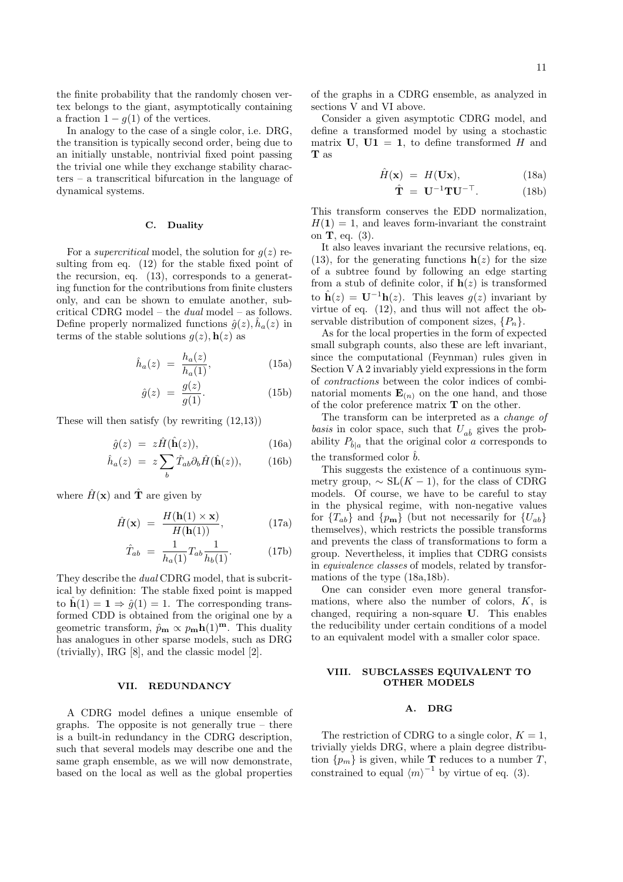the finite probability that the randomly chosen vertex belongs to the giant, asymptotically containing a fraction $1 - g(1)$ of the vertices.

In analogy to the case of a single color, i.e. DRG, the transition is typically second order, being due to an initially unstable, nontrivial fixed point passing the trivial one while they exchange stability characters – a transcritical bifurcation in the language of dynamical systems.

### C. Duality

For a *supercritical* model, the solution for $g(z)$ resulting from eq. (12) for the stable fixed point of the recursion, eq. (13), corresponds to a generating function for the contributions from finite clusters only, and can be shown to emulate another, subcritical CDRG model – the *dual* model – as follows. Define properly normalized functions $\hat{g}(z), \hat{h}_a(z)$ in terms of the stable solutions $g(z), \mathbf{h}(z)$ as

$$\hat{h}_a(z) = \frac{h_a(z)}{h_a(1)}, \tag{15a}$$

$$\hat{g}(z) = \frac{g(z)}{g(1)}. \tag{15b}$$

These will then satisfy (by rewriting (12,13))

$$\hat{g}(z) = z\hat{H}(\hat{\mathbf{h}}(z)), \tag{16a}$$

$$\hat{h}_a(z) = z\sum_b \hat{T}_{ab}\partial_b \hat{H}(\hat{\mathbf{h}}(z)), \tag{16b}$$

where $\hat{H}(\mathbf{x})$ and $\hat{\mathbf{T}}$ are given by

$$\hat{H}(\mathbf{x}) = \frac{H(\mathbf{h}(1)\times\mathbf{x})}{H(\mathbf{h}(1))}, \tag{17a}$$

$$\hat{T}_{ab} = \frac{1}{h_a(1)} T_{ab} \frac{1}{h_b(1)}. \tag{17b}$$

They describe the *dual* CDRG model, that is subcritical by definition: The stable fixed point is mapped to $\hat{\mathbf{h}}(1) = \mathbf{1} \Rightarrow \hat{g}(1) = 1$. The corresponding transformed CDD is obtained from the original one by a geometric transform, $\hat{p}_{\mathbf{m}} \propto p_{\mathbf{m}}\mathbf{h}(1)^{\mathbf{m}}$. This duality has analogues in other sparse models, such as DRG (trivially), IRG [8], and the classic model [2].

## VII. REDUNDANCY

A CDRG model defines a unique ensemble of graphs. The opposite is not generally true – there is a built-in redundancy in the CDRG description, such that several models may describe one and the same graph ensemble, as we will now demonstrate, based on the local as well as the global properties of the graphs in a CDRG ensemble, as analyzed in sections V and VI above.

Consider a given asymptotic CDRG model, and define a transformed model by using a stochastic matrix $\mathbf{U}$, $\mathbf{U1} = \mathbf{1}$, to define transformed $H$ and $\mathbf{T}$ as

$$\hat{H}(\mathbf{x}) = H(\mathbf{Ux}), \tag{18a}$$

$$\hat{\mathbf{T}} = \mathbf{U}^{-1}\mathbf{T}\mathbf{U}^{-\top}. \tag{18b}$$

This transform conserves the EDD normalization, $H(\mathbf{1}) = 1$, and leaves form-invariant the constraint on $\mathbf{T}$, eq. (3).

It also leaves invariant the recursive relations, eq. (13), for the generating functions $\mathbf{h}(z)$ for the size of a subtree found by following an edge starting from a stub of definite color, if $\mathbf{h}(z)$ is transformed to $\hat{\mathbf{h}}(z) = \mathbf{U}^{-1}\mathbf{h}(z)$. This leaves $g(z)$ invariant by virtue of eq. (12), and thus will not affect the observable distribution of component sizes, $\{P_n\}$.

As for the local properties in the form of expected small subgraph counts, also these are left invariant, since the computational (Feynman) rules given in Section V A 2 invariably yield expressions in the form of *contractions* between the color indices of combinatorial moments $\mathbf{E}_{(n)}$ on the one hand, and those of the color preference matrix $\mathbf{T}$ on the other.

The transform can be interpreted as a *change of basis* in color space, such that $U_{a\hat{b}}$ gives the probability $P_{\hat{b}|a}$ that the original color $a$ corresponds to the transformed color $\hat{b}$.

This suggests the existence of a continuous symmetry group, $\sim \mathrm{SL}(K-1)$, for the class of CDRG models. Of course, we have to be careful to stay in the physical regime, with non-negative values for $\{T_{ab}\}$ and $\{p_{\mathbf{m}}\}$ (but not necessarily for $\{U_{ab}\}$ themselves), which restricts the possible transforms and prevents the class of transformations to form a group. Nevertheless, it implies that CDRG consists in *equivalence classes* of models, related by transformations of the type (18a,18b).

One can consider even more general transformations, where also the number of colors, $K$, is changed, requiring a non-square $\mathbf{U}$. This enables the reducibility under certain conditions of a model to an equivalent model with a smaller color space.

## VIII. SUBCLASSES EQUIVALENT TO OTHER MODELS

### A. DRG

The restriction of CDRG to a single color, $K = 1$, trivially yields DRG, where a plain degree distribution $\{p_m\}$ is given, while $\mathbf{T}$ reduces to a number $T$, constrained to equal $\langle m\rangle^{-1}$ by virtue of eq. (3).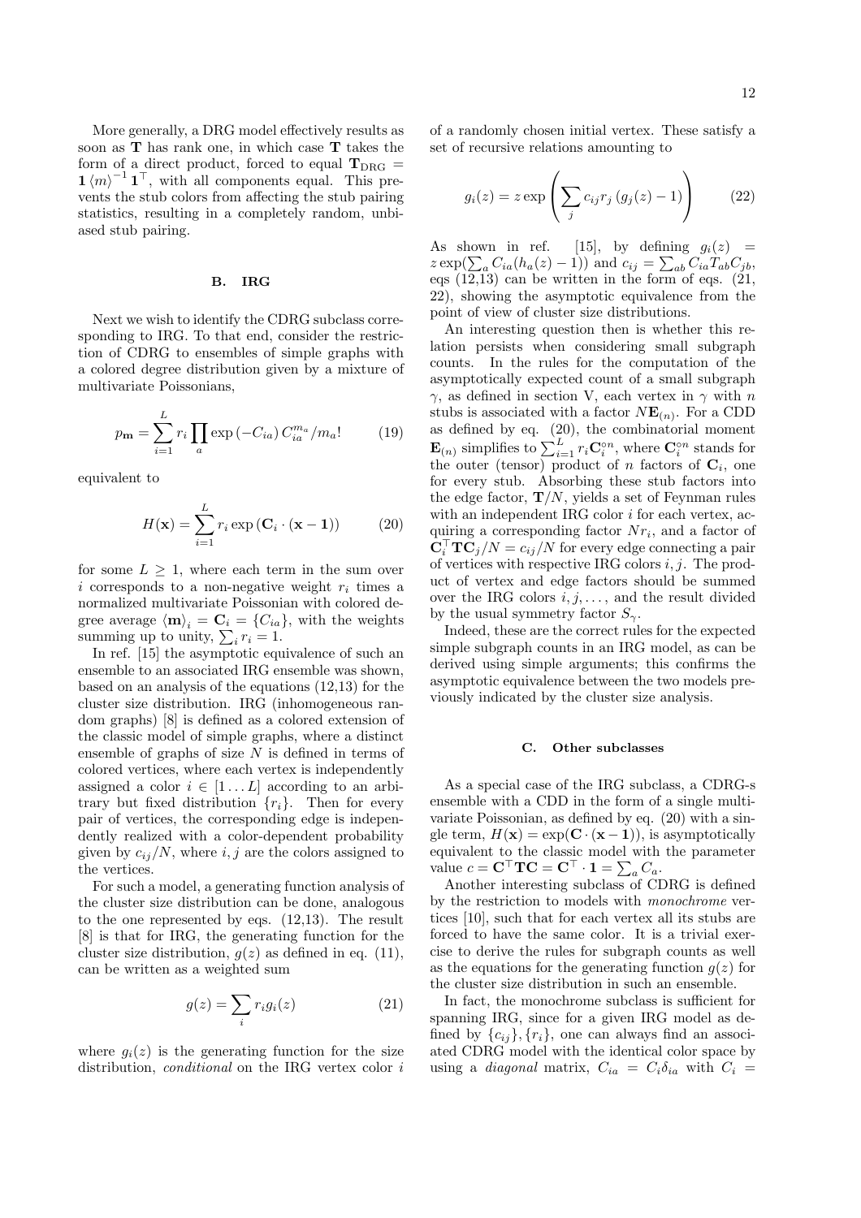More generally, a DRG model effectively results as soon as $\mathbf{T}$ has rank one, in which case $\mathbf{T}$ takes the form of a direct product, forced to equal $\mathbf{T}_{\mathrm{DRG}} = \mathbf{1} \langle m \rangle^{-1} \mathbf{1}^\top$, with all components equal. This prevents the stub colors from affecting the stub pairing statistics, resulting in a completely random, unbiased stub pairing.

### B. IRG

Next we wish to identify the CDRG subclass corresponding to IRG. To that end, consider the restriction of CDRG to ensembles of simple graphs with a colored degree distribution given by a mixture of multivariate Poissonians,

$$p_{\mathbf{m}} = \sum_{i=1}^{L} r_i \prod_a \exp\left(-C_{ia}\right) C_{ia}^{m_a} / m_a! \tag{19}$$

equivalent to

$$H(\mathbf{x}) = \sum_{i=1}^{L} r_i \exp\left(\mathbf{C}_i \cdot (\mathbf{x} - \mathbf{1})\right) \tag{20}$$

for some $L \geq 1$, where each term in the sum over $i$ corresponds to a non-negative weight $r_i$ times a normalized multivariate Poissonian with colored degree average $\langle \mathbf{m} \rangle_i = \mathbf{C}_i = \{C_{ia}\}$, with the weights summing up to unity, $\sum_i r_i = 1$.

In ref. [15] the asymptotic equivalence of such an ensemble to an associated IRG ensemble was shown, based on an analysis of the equations (12,13) for the cluster size distribution. IRG (inhomogeneous random graphs) [8] is defined as a colored extension of the classic model of simple graphs, where a distinct ensemble of graphs of size $N$ is defined in terms of colored vertices, where each vertex is independently assigned a color $i \in [1 \dots L]$ according to an arbitrary but fixed distribution $\{r_i\}$. Then for every pair of vertices, the corresponding edge is independently realized with a color-dependent probability given by $c_{ij}/N$, where $i, j$ are the colors assigned to the vertices.

For such a model, a generating function analysis of the cluster size distribution can be done, analogous to the one represented by eqs. (12,13). The result [8] is that for IRG, the generating function for the cluster size distribution, $g(z)$ as defined in eq. (11), can be written as a weighted sum

$$g(z) = \sum_i r_i g_i(z) \tag{21}$$

where $g_i(z)$ is the generating function for the size distribution, *conditional* on the IRG vertex color $i$ of a randomly chosen initial vertex. These satisfy a set of recursive relations amounting to

$$g_i(z) = z \exp\left(\sum_j c_{ij} r_j \left(g_j(z) - 1\right)\right) \tag{22}$$

As shown in ref. [15], by defining $g_i(z) = z \exp(\sum_a C_{ia}(h_a(z) - 1))$ and $c_{ij} = \sum_{ab} C_{ia} T_{ab} C_{jb}$, eqs (12,13) can be written in the form of eqs. (21, 22), showing the asymptotic equivalence from the point of view of cluster size distributions.

An interesting question then is whether this relation persists when considering small subgraph counts. In the rules for the computation of the asymptotically expected count of a small subgraph $\gamma$, as defined in section V, each vertex in $\gamma$ with $n$ stubs is associated with a factor $N\mathbf{E}_{(n)}$. For a CDD as defined by eq. (20), the combinatorial moment $\mathbf{E}_{(n)}$ simplifies to $\sum_{i=1}^{L} r_i \mathbf{C}_i^{\circ n}$, where $\mathbf{C}_i^{\circ n}$ stands for the outer (tensor) product of $n$ factors of $\mathbf{C}_i$, one for every stub. Absorbing these stub factors into the edge factor, $\mathbf{T}/N$, yields a set of Feynman rules with an independent IRG color $i$ for each vertex, acquiring a corresponding factor $N r_i$, and a factor of $\mathbf{C}_i^\top \mathbf{T} \mathbf{C}_j / N = c_{ij}/N$ for every edge connecting a pair of vertices with respective IRG colors $i, j$. The product of vertex and edge factors should be summed over the IRG colors $i, j, \dots$, and the result divided by the usual symmetry factor $S_\gamma$.

Indeed, these are the correct rules for the expected simple subgraph counts in an IRG model, as can be derived using simple arguments; this confirms the asymptotic equivalence between the two models previously indicated by the cluster size analysis.

### C. Other subclasses

As a special case of the IRG subclass, a CDRG-s ensemble with a CDD in the form of a single multivariate Poissonian, as defined by eq. (20) with a single term, $H(\mathbf{x}) = \exp(\mathbf{C} \cdot (\mathbf{x} - \mathbf{1}))$, is asymptotically equivalent to the classic model with the parameter value $c = \mathbf{C}^\top \mathbf{T} \mathbf{C} = \mathbf{C}^\top \cdot \mathbf{1} = \sum_a C_a$.

Another interesting subclass of CDRG is defined by the restriction to models with *monochrome* vertices [10], such that for each vertex all its stubs are forced to have the same color. It is a trivial exercise to derive the rules for subgraph counts as well as the equations for the generating function $g(z)$ for the cluster size distribution in such an ensemble.

In fact, the monochrome subclass is sufficient for spanning IRG, since for a given IRG model as defined by $\{c_{ij}\}, \{r_i\}$, one can always find an associated CDRG model with the identical color space by using a *diagonal* matrix, $C_{ia} = C_i \delta_{ia}$ with $C_i =$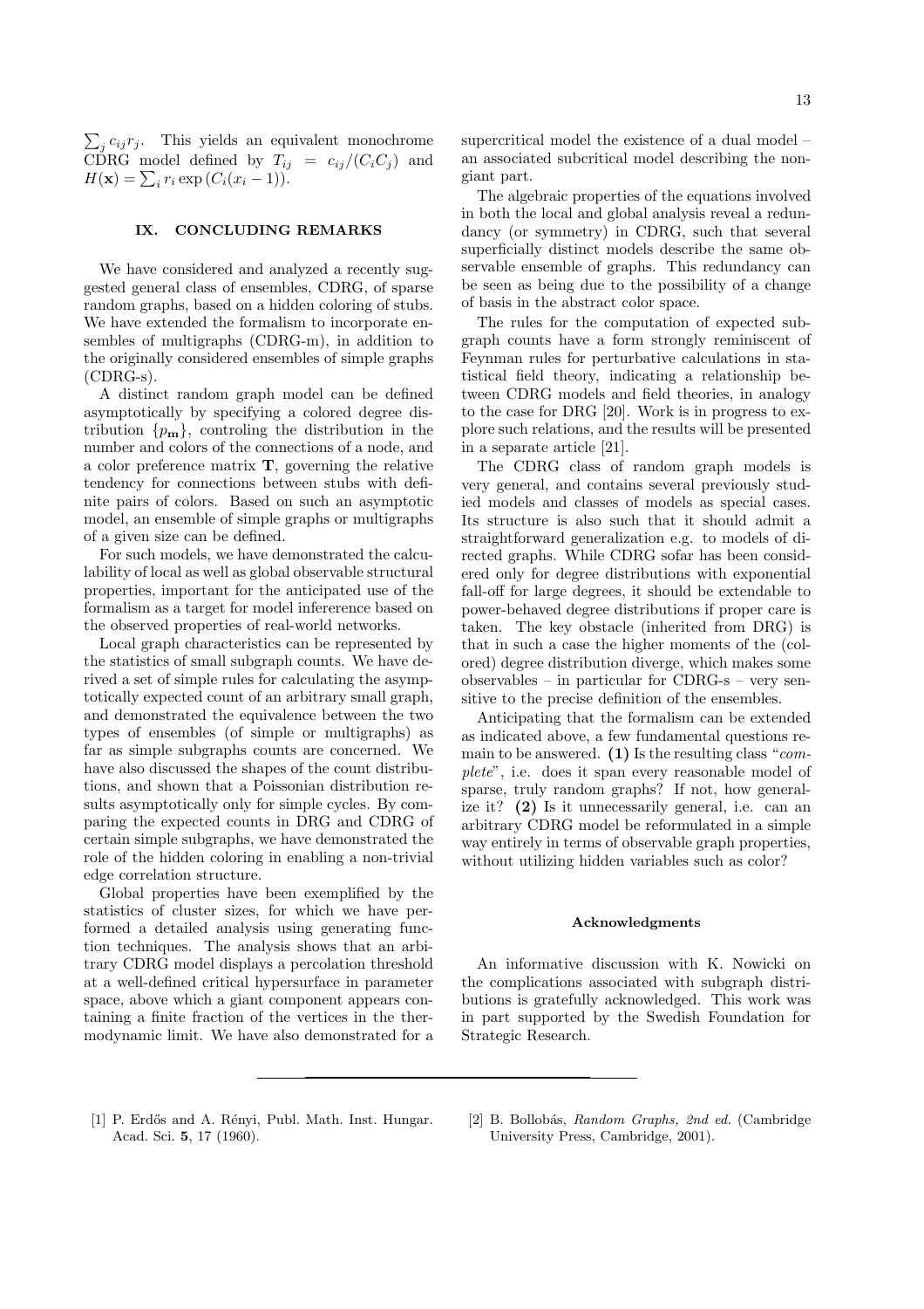$\sum_j c_{ij} r_j$. This yields an equivalent monochrome CDRG model defined by $T_{ij} = c_{ij}/(C_i C_j)$ and $H(\mathbf{x}) = \sum_i r_i \exp\left(C_i(x_i - 1)\right)$.

## IX. CONCLUDING REMARKS

We have considered and analyzed a recently suggested general class of ensembles, CDRG, of sparse random graphs, based on a hidden coloring of stubs. We have extended the formalism to incorporate ensembles of multigraphs (CDRG-m), in addition to the originally considered ensembles of simple graphs (CDRG-s).

A distinct random graph model can be defined asymptotically by specifying a colored degree distribution $\{p_{\mathbf{m}}\}$, controling the distribution in the number and colors of the connections of a node, and a color preference matrix $\mathbf{T}$, governing the relative tendency for connections between stubs with definite pairs of colors. Based on such an asymptotic model, an ensemble of simple graphs or multigraphs of a given size can be defined.

For such models, we have demonstrated the calculability of local as well as global observable structural properties, important for the anticipated use of the formalism as a target for model infererence based on the observed properties of real-world networks.

Local graph characteristics can be represented by the statistics of small subgraph counts. We have derived a set of simple rules for calculating the asymptotically expected count of an arbitrary small graph, and demonstrated the equivalence between the two types of ensembles (of simple or multigraphs) as far as simple subgraphs counts are concerned. We have also discussed the shapes of the count distributions, and shown that a Poissonian distribution results asymptotically only for simple cycles. By comparing the expected counts in DRG and CDRG of certain simple subgraphs, we have demonstrated the role of the hidden coloring in enabling a non-trivial edge correlation structure.

Global properties have been exemplified by the statistics of cluster sizes, for which we have performed a detailed analysis using generating function techniques. The analysis shows that an arbitrary CDRG model displays a percolation threshold at a well-defined critical hypersurface in parameter space, above which a giant component appears containing a finite fraction of the vertices in the thermodynamic limit. We have also demonstrated for a supercritical model the existence of a dual model – an associated subcritical model describing the non-giant part.

The algebraic properties of the equations involved in both the local and global analysis reveal a redundancy (or symmetry) in CDRG, such that several superficially distinct models describe the same observable ensemble of graphs. This redundancy can be seen as being due to the possibility of a change of basis in the abstract color space.

The rules for the computation of expected subgraph counts have a form strongly reminiscent of Feynman rules for perturbative calculations in statistical field theory, indicating a relationship between CDRG models and field theories, in analogy to the case for DRG [20]. Work is in progress to explore such relations, and the results will be presented in a separate article [21].

The CDRG class of random graph models is very general, and contains several previously studied models and classes of models as special cases. Its structure is also such that it should admit a straightforward generalization e.g. to models of directed graphs. While CDRG sofar has been considered only for degree distributions with exponential fall-off for large degrees, it should be extendable to power-behaved degree distributions if proper care is taken. The key obstacle (inherited from DRG) is that in such a case the higher moments of the (colored) degree distribution diverge, which makes some observables – in particular for CDRG-s – very sensitive to the precise definition of the ensembles.

Anticipating that the formalism can be extended as indicated above, a few fundamental questions remain to be answered. **(1)** Is the resulting class "*complete*", i.e. does it span every reasonable model of sparse, truly random graphs? If not, how generalize it? **(2)** Is it unnecessarily general, i.e. can an arbitrary CDRG model be reformulated in a simple way entirely in terms of observable graph properties, without utilizing hidden variables such as color?

### Acknowledgments

An informative discussion with K. Nowicki on the complications associated with subgraph distributions is gratefully acknowledged. This work was in part supported by the Swedish Foundation for Strategic Research.

---

[1] P. Erdős and A. Rényi, Publ. Math. Inst. Hungar. Acad. Sci. **5**, 17 (1960).

[2] B. Bollobás, *Random Graphs, 2nd ed.* (Cambridge University Press, Cambridge, 2001).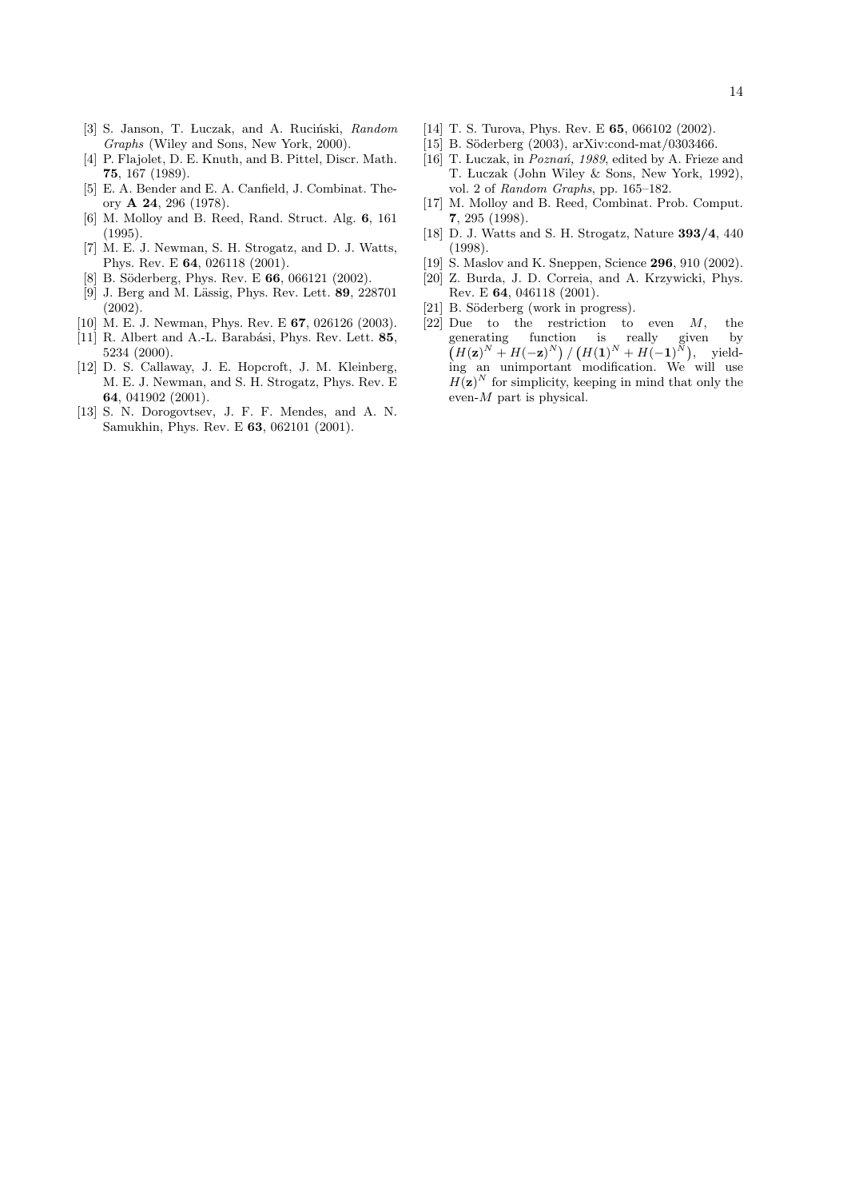[3] S. Janson, T. Łuczak, and A. Ruciński, *Random Graphs* (Wiley and Sons, New York, 2000).

[4] P. Flajolet, D. E. Knuth, and B. Pittel, Discr. Math. **75**, 167 (1989).

[5] E. A. Bender and E. A. Canfield, J. Combinat. Theory **A 24**, 296 (1978).

[6] M. Molloy and B. Reed, Rand. Struct. Alg. **6**, 161 (1995).

[7] M. E. J. Newman, S. H. Strogatz, and D. J. Watts, Phys. Rev. E **64**, 026118 (2001).

[8] B. Söderberg, Phys. Rev. E **66**, 066121 (2002).

[9] J. Berg and M. Lässig, Phys. Rev. Lett. **89**, 228701 (2002).

[10] M. E. J. Newman, Phys. Rev. E **67**, 026126 (2003).

[11] R. Albert and A.-L. Barabási, Phys. Rev. Lett. **85**, 5234 (2000).

[12] D. S. Callaway, J. E. Hopcroft, J. M. Kleinberg, M. E. J. Newman, and S. H. Strogatz, Phys. Rev. E **64**, 041902 (2001).

[13] S. N. Dorogovtsev, J. F. F. Mendes, and A. N. Samukhin, Phys. Rev. E **63**, 062101 (2001).

[14] T. S. Turova, Phys. Rev. E **65**, 066102 (2002).

[15] B. Söderberg (2003), arXiv:cond-mat/0303466.

[16] T. Łuczak, in *Poznań, 1989*, edited by A. Frieze and T. Łuczak (John Wiley & Sons, New York, 1992), vol. 2 of *Random Graphs*, pp. 165–182.

[17] M. Molloy and B. Reed, Combinat. Prob. Comput. **7**, 295 (1998).

[18] D. J. Watts and S. H. Strogatz, Nature **393/4**, 440 (1998).

[19] S. Maslov and K. Sneppen, Science **296**, 910 (2002).

[20] Z. Burda, J. D. Correia, and A. Krzywicki, Phys. Rev. E **64**, 046118 (2001).

[21] B. Söderberg (work in progress).

[22] Due to the restriction to even $M$, the generating function is really given by $\left(H(\mathbf{z})^N + H(-\mathbf{z})^N\right) / \left(H(\mathbf{1})^N + H(-\mathbf{1})^N\right)$, yielding an unimportant modification. We will use $H(\mathbf{z})^N$ for simplicity, keeping in mind that only the even-$M$ part is physical.